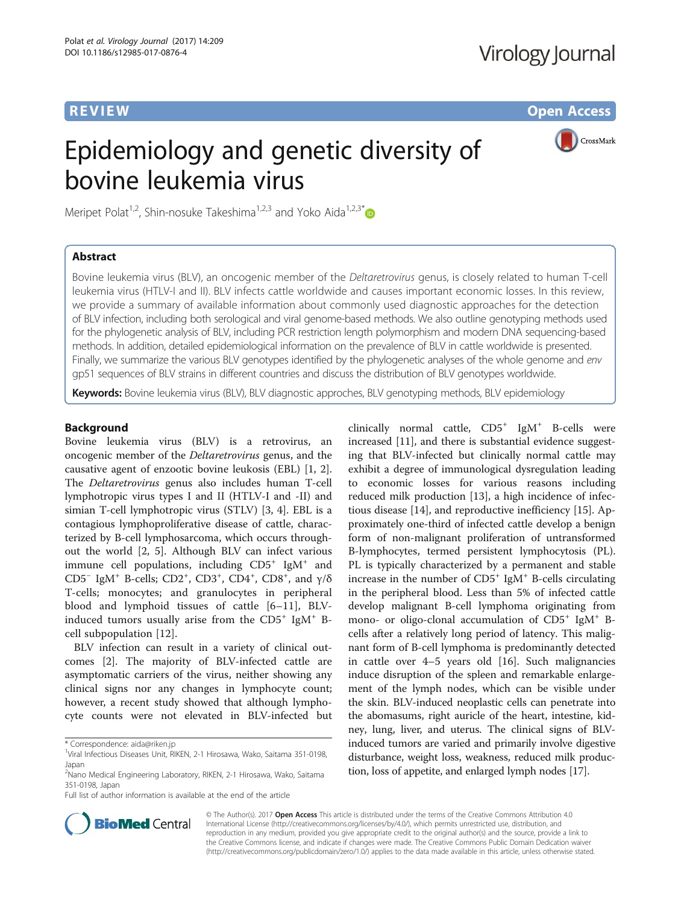**REVIEW** **Open Access**

# Epidemiology and genetic diversity of bovine leukemia virus

Meripet Polat[1,2], Shin-nosuke Takeshima[1,2,3] and Yoko Aida[1,2,3*]

## Abstract

Bovine leukemia virus (BLV), an oncogenic member of the *Deltaretrovirus* genus, is closely related to human T-cell leukemia virus (HTLV-I and II). BLV infects cattle worldwide and causes important economic losses. In this review, we provide a summary of available information about commonly used diagnostic approaches for the detection of BLV infection, including both serological and viral genome-based methods. We also outline genotyping methods used for the phylogenetic analysis of BLV, including PCR restriction length polymorphism and modern DNA sequencing-based methods. In addition, detailed epidemiological information on the prevalence of BLV in cattle worldwide is presented. Finally, we summarize the various BLV genotypes identified by the phylogenetic analyses of the whole genome and *env* gp51 sequences of BLV strains in different countries and discuss the distribution of BLV genotypes worldwide.

**Keywords:** Bovine leukemia virus (BLV), BLV diagnostic approches, BLV genotyping methods, BLV epidemiology

## Background

Bovine leukemia virus (BLV) is a retrovirus, an oncogenic member of the *Deltaretrovirus* genus, and the causative agent of enzootic bovine leukosis (EBL) [1, 2]. The *Deltaretrovirus* genus also includes human T-cell lymphotropic virus types I and II (HTLV-I and -II) and simian T-cell lymphotropic virus (STLV) [3, 4]. EBL is a contagious lymphoproliferative disease of cattle, characterized by B-cell lymphosarcoma, which occurs throughout the world [2, 5]. Although BLV can infect various immune cell populations, including $CD5^+$ $IgM^+$ and $CD5^-$ $IgM^+$ B-cells; $CD2^+$, $CD3^+$, $CD4^+$, $CD8^+$, and $\gamma/\delta$ T-cells; monocytes; and granulocytes in peripheral blood and lymphoid tissues of cattle [6–11], BLV-induced tumors usually arise from the $CD5^+$ $IgM^+$ B-cell subpopulation [12].

BLV infection can result in a variety of clinical outcomes [2]. The majority of BLV-infected cattle are asymptomatic carriers of the virus, neither showing any clinical signs nor any changes in lymphocyte count; however, a recent study showed that although lymphocyte counts were not elevated in BLV-infected but clinically normal cattle, $CD5^+$ $IgM^+$ B-cells were increased [11], and there is substantial evidence suggesting that BLV-infected but clinically normal cattle may exhibit a degree of immunological dysregulation leading to economic losses for various reasons including reduced milk production [13], a high incidence of infectious disease [14], and reproductive inefficiency [15]. Approximately one-third of infected cattle develop a benign form of non-malignant proliferation of untransformed B-lymphocytes, termed persistent lymphocytosis (PL). PL is typically characterized by a permanent and stable increase in the number of $CD5^+$ $IgM^+$ B-cells circulating in the peripheral blood. Less than 5% of infected cattle develop malignant B-cell lymphoma originating from mono- or oligo-clonal accumulation of $CD5^+$ $IgM^+$ B-cells after a relatively long period of latency. This malignant form of B-cell lymphoma is predominantly detected in cattle over 4–5 years old [16]. Such malignancies induce disruption of the spleen and remarkable enlargement of the lymph nodes, which can be visible under the skin. BLV-induced neoplastic cells can penetrate into the abomasums, right auricle of the heart, intestine, kidney, lung, liver, and uterus. The clinical signs of BLV-induced tumors are varied and primarily involve digestive disturbance, weight loss, weakness, reduced milk production, loss of appetite, and enlarged lymph nodes [17].

\* Correspondence: aida@riken.jp

[1]Viral Infectious Diseases Unit, RIKEN, 2-1 Hirosawa, Wako, Saitama 351-0198, Japan

[2]Nano Medical Engineering Laboratory, RIKEN, 2-1 Hirosawa, Wako, Saitama 351-0198, Japan

Full list of author information is available at the end of the article

© The Author(s). 2017 **Open Access** This article is distributed under the terms of the Creative Commons Attribution 4.0 International License (http://creativecommons.org/licenses/by/4.0/), which permits unrestricted use, distribution, and reproduction in any medium, provided you give appropriate credit to the original author(s) and the source, provide a link to the Creative Commons license, and indicate if changes were made. The Creative Commons Public Domain Dedication waiver (http://creativecommons.org/publicdomain/zero/1.0/) applies to the data made available in this article, unless otherwise stated.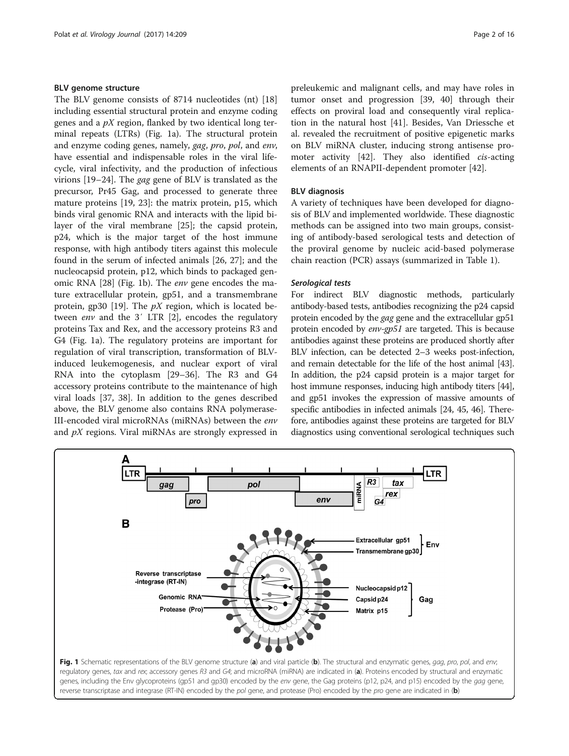## BLV genome structure

The BLV genome consists of 8714 nucleotides (nt) [18] including essential structural protein and enzyme coding genes and a *pX* region, flanked by two identical long terminal repeats (LTRs) (Fig. 1a). The structural protein and enzyme coding genes, namely, *gag*, *pro*, *pol*, and *env*, have essential and indispensable roles in the viral lifecycle, viral infectivity, and the production of infectious virions [19–24]. The *gag* gene of BLV is translated as the precursor, Pr45 Gag, and processed to generate three mature proteins [19, 23]: the matrix protein, p15, which binds viral genomic RNA and interacts with the lipid bilayer of the viral membrane [25]; the capsid protein, p24, which is the major target of the host immune response, with high antibody titers against this molecule found in the serum of infected animals [26, 27]; and the nucleocapsid protein, p12, which binds to packaged genomic RNA [28] (Fig. 1b). The *env* gene encodes the mature extracellular protein, gp51, and a transmembrane protein, gp30 [19]. The *pX* region, which is located between *env* and the 3′ LTR [2], encodes the regulatory proteins Tax and Rex, and the accessory proteins R3 and G4 (Fig. 1a). The regulatory proteins are important for regulation of viral transcription, transformation of BLV-induced leukemogenesis, and nuclear export of viral RNA into the cytoplasm [29–36]. The R3 and G4 accessory proteins contribute to the maintenance of high viral loads [37, 38]. In addition to the genes described above, the BLV genome also contains RNA polymerase-III-encoded viral microRNAs (miRNAs) between the *env* and *pX* regions. Viral miRNAs are strongly expressed in preleukemic and malignant cells, and may have roles in tumor onset and progression [39, 40] through their effects on proviral load and consequently viral replication in the natural host [41]. Besides, Van Driessche et al. revealed the recruitment of positive epigenetic marks on BLV miRNA cluster, inducing strong antisense promoter activity [42]. They also identified *cis*-acting elements of an RNAPII-dependent promoter [42].

## BLV diagnosis

A variety of techniques have been developed for diagnosis of BLV and implemented worldwide. These diagnostic methods can be assigned into two main groups, consisting of antibody-based serological tests and detection of the proviral genome by nucleic acid-based polymerase chain reaction (PCR) assays (summarized in Table 1).

### *Serological tests*

For indirect BLV diagnostic methods, particularly antibody-based tests, antibodies recognizing the p24 capsid protein encoded by the *gag* gene and the extracellular gp51 protein encoded by *env-gp51* are targeted. This is because antibodies against these proteins are produced shortly after BLV infection, can be detected 2–3 weeks post-infection, and remain detectable for the life of the host animal [43]. In addition, the p24 capsid protein is a major target for host immune responses, inducing high antibody titers [44], and gp51 invokes the expression of massive amounts of specific antibodies in infected animals [24, 45, 46]. Therefore, antibodies against these proteins are targeted for BLV diagnostics using conventional serological techniques such

**Fig. 1** Schematic representations of the BLV genome structure (**a**) and viral particle (**b**). The structural and enzymatic genes, *gag*, *pro*, *pol*, and *env*; regulatory genes, *tax* and *rex*; accessory genes *R3* and *G4*; and microRNA (miRNA) are indicated in (**a**). Proteins encoded by structural and enzymatic genes, including the Env glycoproteins (gp51 and gp30) encoded by the *env* gene, the Gag proteins (p12, p24, and p15) encoded by the *gag* gene, reverse transcriptase and integrase (RT-IN) encoded by the *pol* gene, and protease (Pro) encoded by the *pro* gene are indicated in (**b**)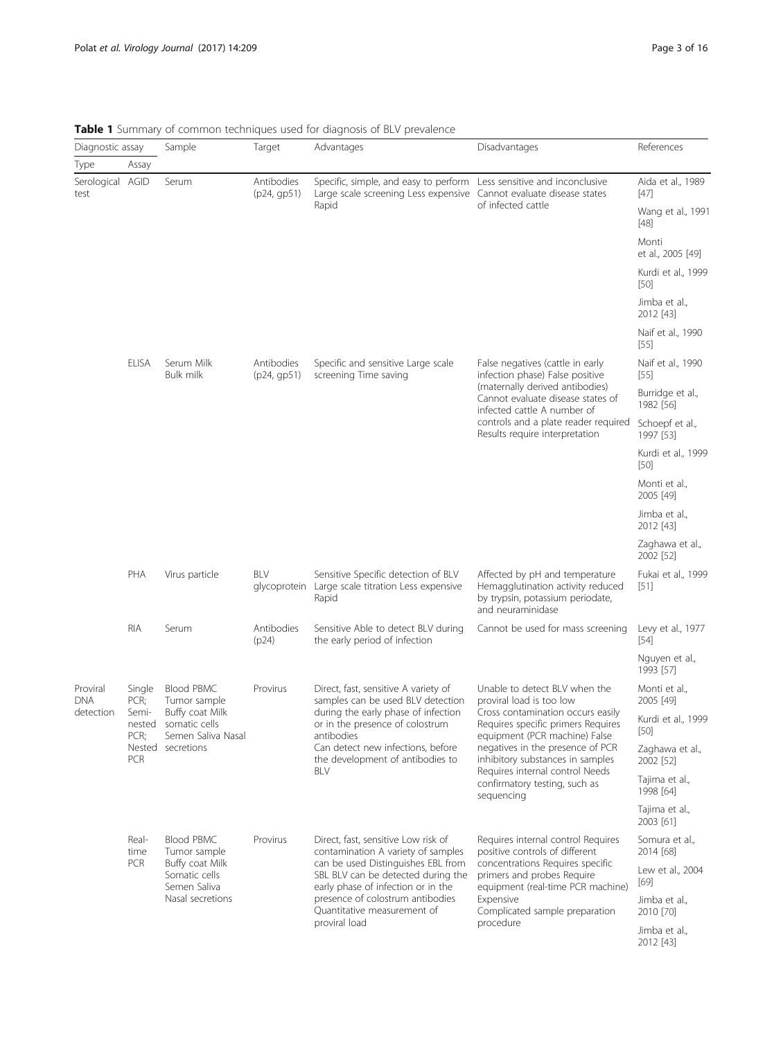**Table 1** Summary of common techniques used for diagnosis of BLV prevalence

| Diagnostic assay | | Sample | Target | Advantages | Disadvantages | References |
|---|---|---|---|---|---|---|
| Type | Assay | | | | | |
| Serological test | AGID | Serum | Antibodies (p24, gp51) | Specific, simple, and easy to perform Large scale screening Less expensive Rapid | Less sensitive and inconclusive Cannot evaluate disease states of infected cattle | Aida et al., 1989 [47] Wang et al., 1991 [48] Monti et al., 2005 [49] Kurdi et al., 1999 [50] Jimba et al., 2012 [43] Naif et al., 1990 [55] |
| | ELISA | Serum Milk Bulk milk | Antibodies (p24, gp51) | Specific and sensitive Large scale screening Time saving | False negatives (cattle in early infection phase) False positive (maternally derived antibodies) Cannot evaluate disease states of infected cattle A number of controls and a plate reader required Results require interpretation | Naif et al., 1990 [55] Burridge et al., 1982 [56] Schoepf et al., 1997 [53] Kurdi et al., 1999 [50] Monti et al., 2005 [49] Jimba et al., 2012 [43] Zaghawa et al., 2002 [52] |
| | PHA | Virus particle | BLV glycoprotein | Sensitive Specific detection of BLV Large scale titration Less expensive Rapid | Affected by pH and temperature Hemagglutination activity reduced by trypsin, potassium periodate, and neuraminidase | Fukai et al., 1999 [51] |
| | RIA | Serum | Antibodies (p24) | Sensitive Able to detect BLV during the early period of infection | Cannot be used for mass screening | Levy et al., 1977 [54] Nguyen et al., 1993 [57] |
| Proviral DNA detection | Single PCR; Semi-nested PCR; Nested PCR | Blood PBMC Tumor sample Buffy coat Milk somatic cells Semen Saliva Nasal secretions | Provirus | Direct, fast, sensitive A variety of samples can be used BLV detection during the early phase of infection or in the presence of colostrum antibodies Can detect new infections, before the development of antibodies to BLV | Unable to detect BLV when the proviral load is too low Cross contamination occurs easily Requires specific primers Requires equipment (PCR machine) False negatives in the presence of PCR inhibitory substances in samples Requires internal control Needs confirmatory testing, such as sequencing | Monti et al., 2005 [49] Kurdi et al., 1999 [50] Zaghawa et al., 2002 [52] Tajima et al., 1998 [64] Tajima et al., 2003 [61] |
| | Real-time PCR | Blood PBMC Tumor sample Buffy coat Milk Somatic cells Semen Saliva Nasal secretions | Provirus | Direct, fast, sensitive Low risk of contamination A variety of samples can be used Distinguishes EBL from SBL BLV can be detected during the early phase of infection or in the presence of colostrum antibodies Quantitative measurement of proviral load | Requires internal control Requires positive controls of different concentrations Requires specific primers and probes Require equipment (real-time PCR machine) Expensive Complicated sample preparation procedure | Somura et al., 2014 [68] Lew et al., 2004 [69] Jimba et al., 2010 [70] Jimba et al., 2012 [43] |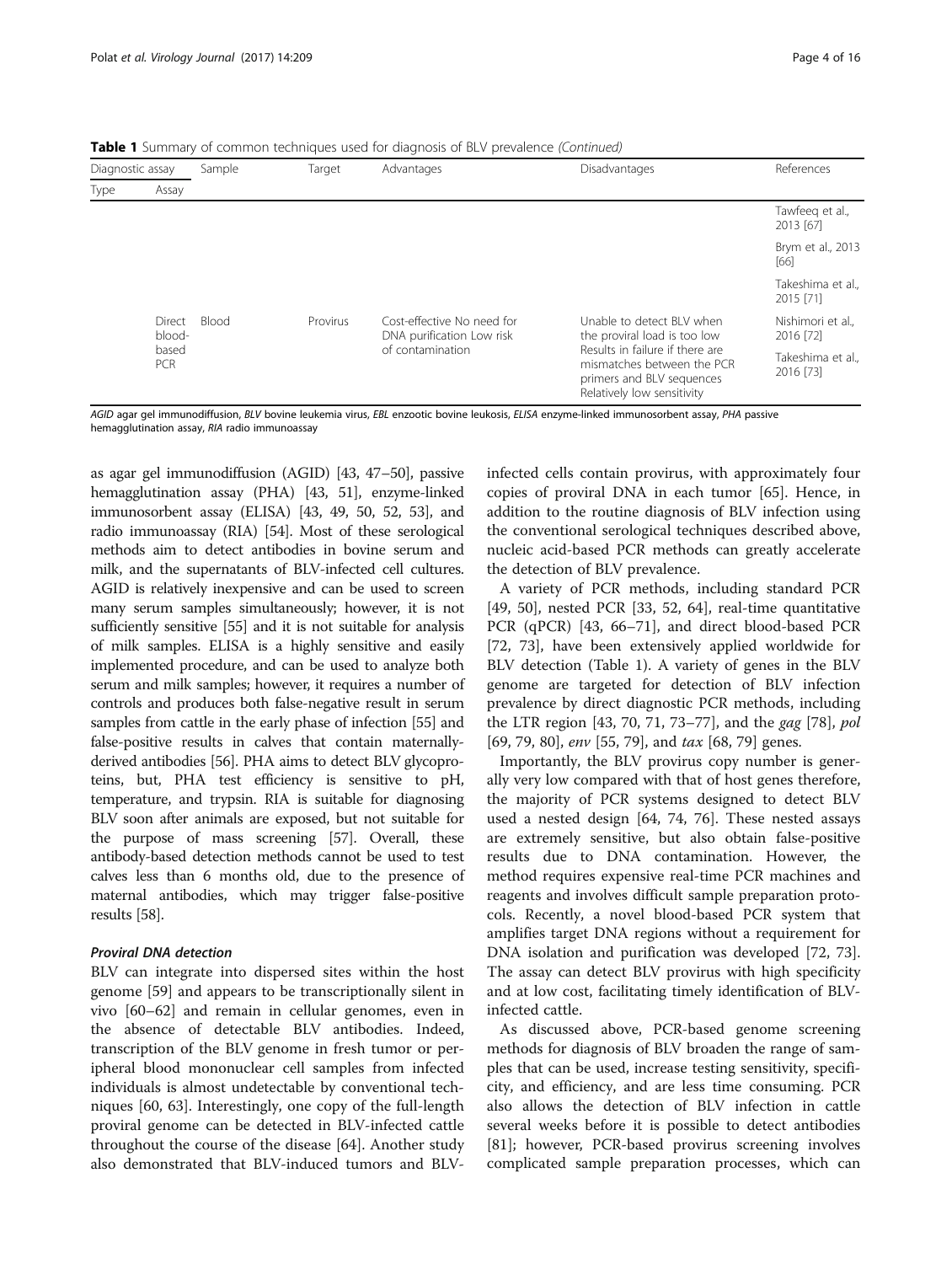**Table 1** Summary of common techniques used for diagnosis of BLV prevalence *(Continued)*

| Diagnostic assay | | Sample | Target | Advantages | Disadvantages | References |
|---|---|---|---|---|---|---|
| Type | Assay | | | | | |
| | | | | | | Tawfeeq et al., 2013 [67] |
| | | | | | | Brym et al., 2013 [66] |
| | | | | | | Takeshima et al., 2015 [71] |
| | Direct blood-based PCR | Blood | Provirus | Cost-effective No need for DNA purification Low risk of contamination | Unable to detect BLV when the proviral load is too low Results in failure if there are mismatches between the PCR primers and BLV sequences Relatively low sensitivity | Nishimori et al., 2016 [72] Takeshima et al., 2016 [73] |

*AGID* agar gel immunodiffusion, *BLV* bovine leukemia virus, *EBL* enzootic bovine leukosis, *ELISA* enzyme-linked immunosorbent assay, *PHA* passive hemagglutination assay, *RIA* radio immunoassay

as agar gel immunodiffusion (AGID) [43, 47–50], passive hemagglutination assay (PHA) [43, 51], enzyme-linked immunosorbent assay (ELISA) [43, 49, 50, 52, 53], and radio immunoassay (RIA) [54]. Most of these serological methods aim to detect antibodies in bovine serum and milk, and the supernatants of BLV-infected cell cultures. AGID is relatively inexpensive and can be used to screen many serum samples simultaneously; however, it is not sufficiently sensitive [55] and it is not suitable for analysis of milk samples. ELISA is a highly sensitive and easily implemented procedure, and can be used to analyze both serum and milk samples; however, it requires a number of controls and produces both false-negative result in serum samples from cattle in the early phase of infection [55] and false-positive results in calves that contain maternally-derived antibodies [56]. PHA aims to detect BLV glycoproteins, but, PHA test efficiency is sensitive to pH, temperature, and trypsin. RIA is suitable for diagnosing BLV soon after animals are exposed, but not suitable for the purpose of mass screening [57]. Overall, these antibody-based detection methods cannot be used to test calves less than 6 months old, due to the presence of maternal antibodies, which may trigger false-positive results [58].

#### *Proviral DNA detection*

BLV can integrate into dispersed sites within the host genome [59] and appears to be transcriptionally silent in vivo [60–62] and remain in cellular genomes, even in the absence of detectable BLV antibodies. Indeed, transcription of the BLV genome in fresh tumor or peripheral blood mononuclear cell samples from infected individuals is almost undetectable by conventional techniques [60, 63]. Interestingly, one copy of the full-length proviral genome can be detected in BLV-infected cattle throughout the course of the disease [64]. Another study also demonstrated that BLV-induced tumors and BLV-infected cells contain provirus, with approximately four copies of proviral DNA in each tumor [65]. Hence, in addition to the routine diagnosis of BLV infection using the conventional serological techniques described above, nucleic acid-based PCR methods can greatly accelerate the detection of BLV prevalence.

A variety of PCR methods, including standard PCR [49, 50], nested PCR [33, 52, 64], real-time quantitative PCR (qPCR) [43, 66–71], and direct blood-based PCR [72, 73], have been extensively applied worldwide for BLV detection (Table 1). A variety of genes in the BLV genome are targeted for detection of BLV infection prevalence by direct diagnostic PCR methods, including the LTR region [43, 70, 71, 73–77], and the *gag* [78], *pol* [69, 79, 80], *env* [55, 79], and *tax* [68, 79] genes.

Importantly, the BLV provirus copy number is generally very low compared with that of host genes therefore, the majority of PCR systems designed to detect BLV used a nested design [64, 74, 76]. These nested assays are extremely sensitive, but also obtain false-positive results due to DNA contamination. However, the method requires expensive real-time PCR machines and reagents and involves difficult sample preparation protocols. Recently, a novel blood-based PCR system that amplifies target DNA regions without a requirement for DNA isolation and purification was developed [72, 73]. The assay can detect BLV provirus with high specificity and at low cost, facilitating timely identification of BLV-infected cattle.

As discussed above, PCR-based genome screening methods for diagnosis of BLV broaden the range of samples that can be used, increase testing sensitivity, specificity, and efficiency, and are less time consuming. PCR also allows the detection of BLV infection in cattle several weeks before it is possible to detect antibodies [81]; however, PCR-based provirus screening involves complicated sample preparation processes, which can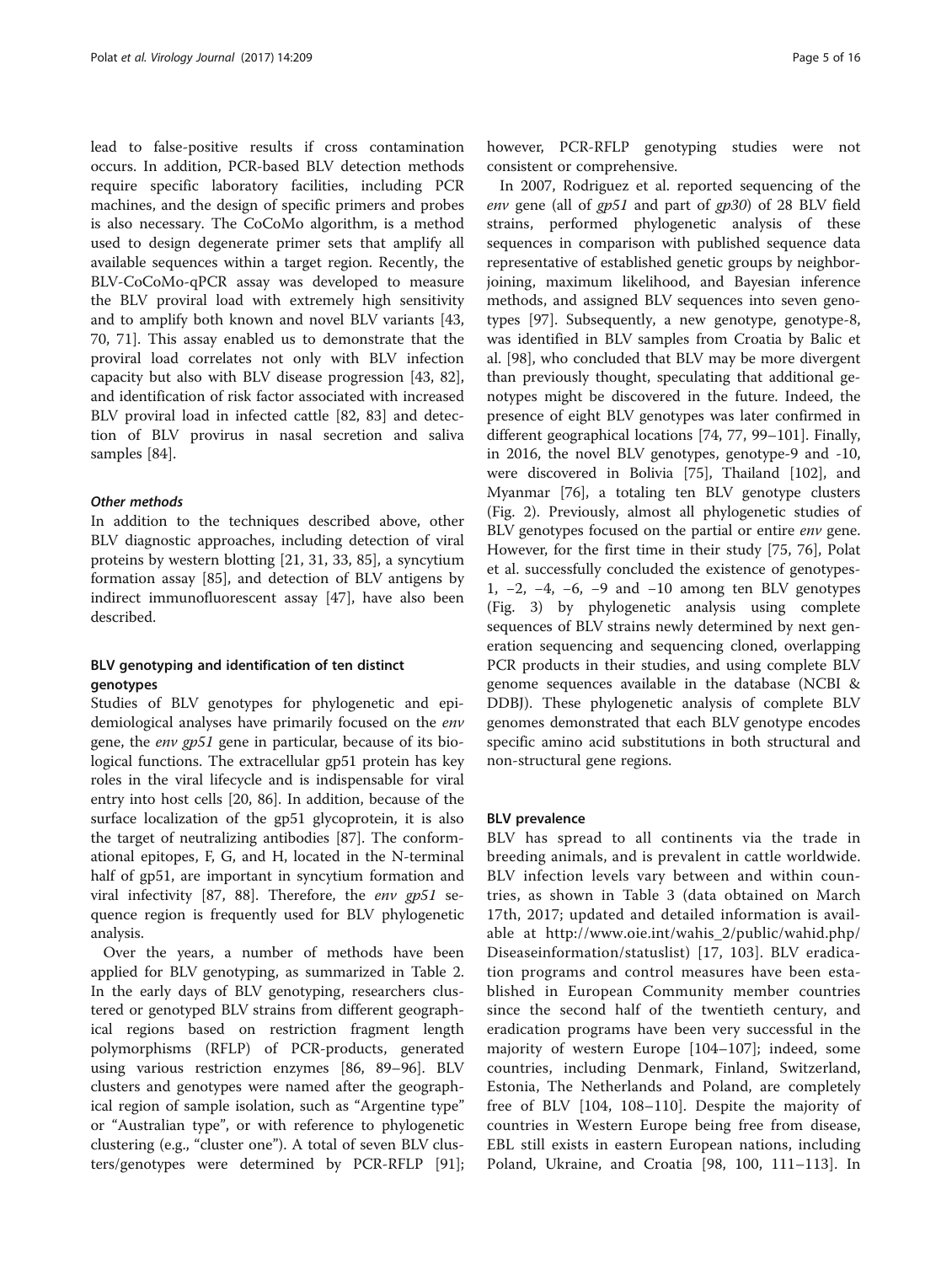lead to false-positive results if cross contamination occurs. In addition, PCR-based BLV detection methods require specific laboratory facilities, including PCR machines, and the design of specific primers and probes is also necessary. The CoCoMo algorithm, is a method used to design degenerate primer sets that amplify all available sequences within a target region. Recently, the BLV-CoCoMo-qPCR assay was developed to measure the BLV proviral load with extremely high sensitivity and to amplify both known and novel BLV variants [43, 70, 71]. This assay enabled us to demonstrate that the proviral load correlates not only with BLV infection capacity but also with BLV disease progression [43, 82], and identification of risk factor associated with increased BLV proviral load in infected cattle [82, 83] and detection of BLV provirus in nasal secretion and saliva samples [84].

#### Other methods

In addition to the techniques described above, other BLV diagnostic approaches, including detection of viral proteins by western blotting [21, 31, 33, 85], a syncytium formation assay [85], and detection of BLV antigens by indirect immunofluorescent assay [47], have also been described.

### BLV genotyping and identification of ten distinct genotypes

Studies of BLV genotypes for phylogenetic and epidemiological analyses have primarily focused on the *env* gene, the *env gp51* gene in particular, because of its biological functions. The extracellular gp51 protein has key roles in the viral lifecycle and is indispensable for viral entry into host cells [20, 86]. In addition, because of the surface localization of the gp51 glycoprotein, it is also the target of neutralizing antibodies [87]. The conformational epitopes, F, G, and H, located in the N-terminal half of gp51, are important in syncytium formation and viral infectivity [87, 88]. Therefore, the *env gp51* sequence region is frequently used for BLV phylogenetic analysis.

Over the years, a number of methods have been applied for BLV genotyping, as summarized in Table 2. In the early days of BLV genotyping, researchers clustered or genotyped BLV strains from different geographical regions based on restriction fragment length polymorphisms (RFLP) of PCR-products, generated using various restriction enzymes [86, 89–96]. BLV clusters and genotypes were named after the geographical region of sample isolation, such as "Argentine type" or "Australian type", or with reference to phylogenetic clustering (e.g., "cluster one"). A total of seven BLV clusters/genotypes were determined by PCR-RFLP [91]; however, PCR-RFLP genotyping studies were not consistent or comprehensive.

In 2007, Rodriguez et al. reported sequencing of the *env* gene (all of *gp51* and part of *gp30*) of 28 BLV field strains, performed phylogenetic analysis of these sequences in comparison with published sequence data representative of established genetic groups by neighbor-joining, maximum likelihood, and Bayesian inference methods, and assigned BLV sequences into seven genotypes [97]. Subsequently, a new genotype, genotype-8, was identified in BLV samples from Croatia by Balic et al. [98], who concluded that BLV may be more divergent than previously thought, speculating that additional genotypes might be discovered in the future. Indeed, the presence of eight BLV genotypes was later confirmed in different geographical locations [74, 77, 99–101]. Finally, in 2016, the novel BLV genotypes, genotype-9 and -10, were discovered in Bolivia [75], Thailand [102], and Myanmar [76], a totaling ten BLV genotype clusters (Fig. 2). Previously, almost all phylogenetic studies of BLV genotypes focused on the partial or entire *env* gene. However, for the first time in their study [75, 76], Polat et al. successfully concluded the existence of genotypes-1, −2, −4, −6, −9 and −10 among ten BLV genotypes (Fig. 3) by phylogenetic analysis using complete sequences of BLV strains newly determined by next generation sequencing and sequencing cloned, overlapping PCR products in their studies, and using complete BLV genome sequences available in the database (NCBI & DDBJ). These phylogenetic analysis of complete BLV genomes demonstrated that each BLV genotype encodes specific amino acid substitutions in both structural and non-structural gene regions.

### BLV prevalence

BLV has spread to all continents via the trade in breeding animals, and is prevalent in cattle worldwide. BLV infection levels vary between and within countries, as shown in Table 3 (data obtained on March 17th, 2017; updated and detailed information is available at http://www.oie.int/wahis_2/public/wahid.php/Diseaseinformation/statuslist) [17, 103]. BLV eradication programs and control measures have been established in European Community member countries since the second half of the twentieth century, and eradication programs have been very successful in the majority of western Europe [104–107]; indeed, some countries, including Denmark, Finland, Switzerland, Estonia, The Netherlands and Poland, are completely free of BLV [104, 108–110]. Despite the majority of countries in Western Europe being free from disease, EBL still exists in eastern European nations, including Poland, Ukraine, and Croatia [98, 100, 111–113]. In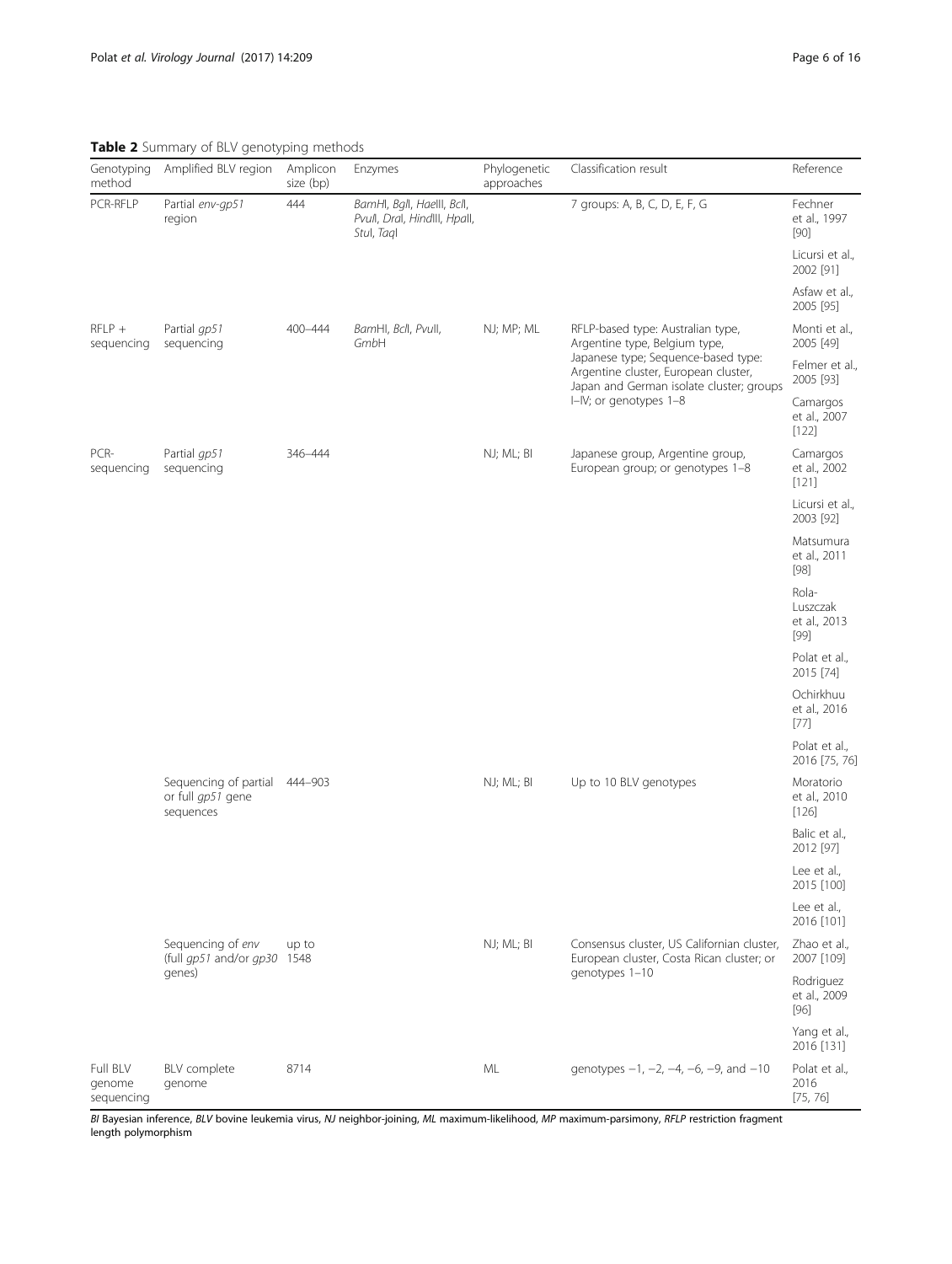**Table 2** Summary of BLV genotyping methods

| Genotyping method | Amplified BLV region | Amplicon size (bp) | Enzymes | Phylogenetic approaches | Classification result | Reference |
|---|---|---|---|---|---|---|
| PCR-RFLP | Partial *env-gp51* region | 444 | *Bam*HI, *Bgl*I, *Hae*III, *Bcl*I, *Pvu*I, *Dra*I, *Hind*III, *Hpa*II, *Stu*I, *Taq*I | | 7 groups: A, B, C, D, E, F, G | Fechner et al., 1997 [90] |
| | | | | | | Licursi et al., 2002 [91] |
| | | | | | | Asfaw et al., 2005 [95] |
| RFLP + sequencing | Partial *gp51* sequencing | 400–444 | *Bam*HI, *Bcl*I, *Pvu*II, *Gmb*H | NJ; MP; ML | RFLP-based type: Australian type, Argentine type, Belgium type, Japanese type; Sequence-based type: Argentine cluster, European cluster, Japan and German isolate cluster; groups I–IV; or genotypes 1–8 | Monti et al., 2005 [49] |
| | | | | | | Felmer et al., 2005 [93] |
| | | | | | | Camargos et al., 2007 [122] |
| PCR-sequencing | Partial *gp51* sequencing | 346–444 | | NJ; ML; BI | Japanese group, Argentine group, European group; or genotypes 1–8 | Camargos et al., 2002 [121] |
| | | | | | | Licursi et al., 2003 [92] |
| | | | | | | Matsumura et al., 2011 [98] |
| | | | | | | Rola-Luszczak et al., 2013 [99] |
| | | | | | | Polat et al., 2015 [74] |
| | | | | | | Ochirkhuu et al., 2016 [77] |
| | | | | | | Polat et al., 2016 [75, 76] |
| | Sequencing of partial or full *gp51* gene sequences | 444–903 | | NJ; ML; BI | Up to 10 BLV genotypes | Moratorio et al., 2010 [126] |
| | | | | | | Balic et al., 2012 [97] |
| | | | | | | Lee et al., 2015 [100] |
| | | | | | | Lee et al., 2016 [101] |
| | Sequencing of *env* (full *gp51* and/or *gp30* genes) | up to 1548 | | NJ; ML; BI | Consensus cluster, US Californian cluster, European cluster, Costa Rican cluster; or genotypes 1–10 | Zhao et al., 2007 [109] |
| | | | | | | Rodriguez et al., 2009 [96] |
| | | | | | | Yang et al., 2016 [131] |
| Full BLV genome sequencing | BLV complete genome | 8714 | | ML | genotypes −1, −2, −4, −6, −9, and −10 | Polat et al., 2016 [75, 76] |

*BI* Bayesian inference, *BLV* bovine leukemia virus, *NJ* neighbor-joining, *ML* maximum-likelihood, *MP* maximum-parsimony, *RFLP* restriction fragment length polymorphism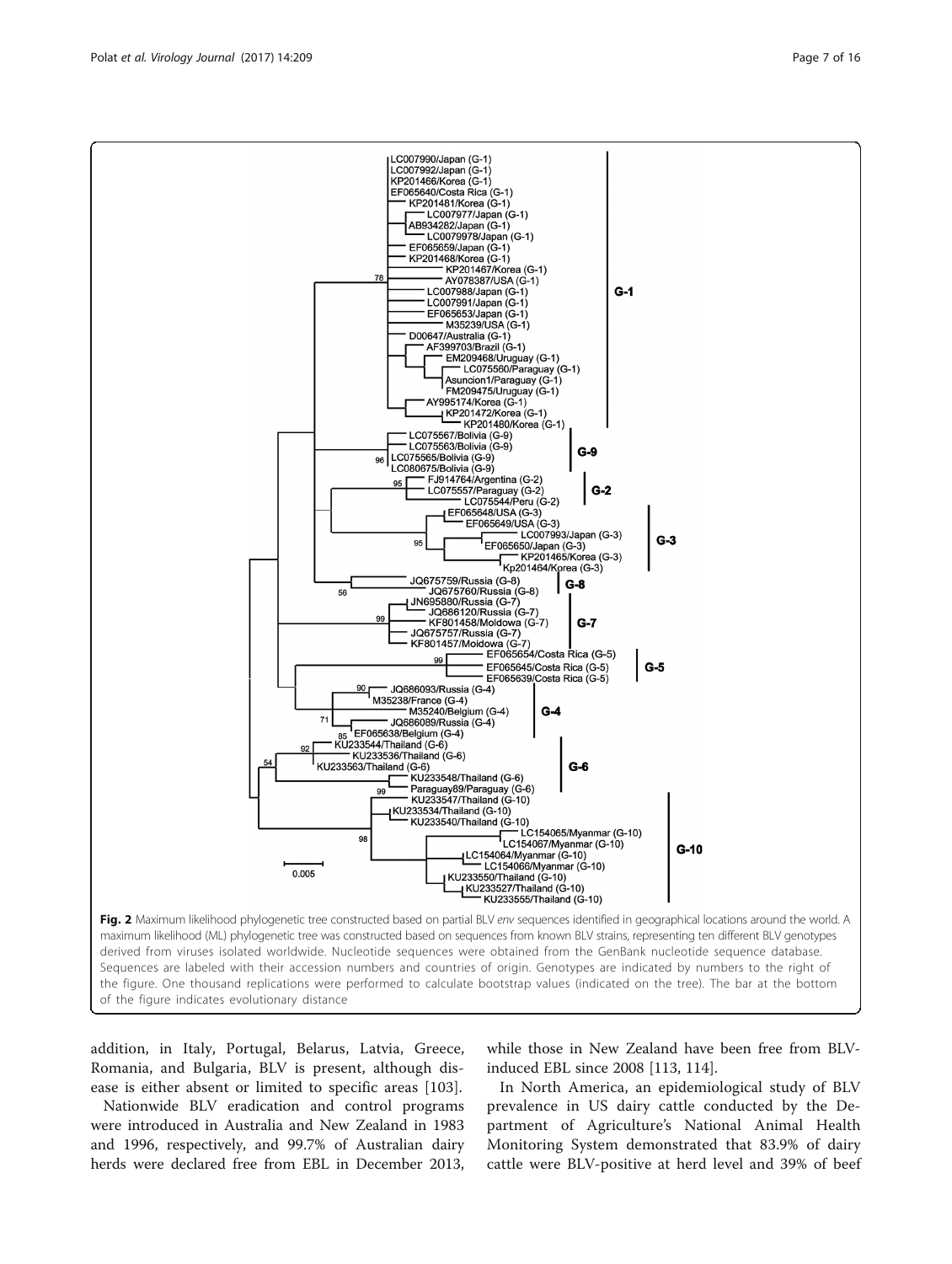Fig. 2 Maximum likelihood phylogenetic tree constructed based on partial BLV *env* sequences identified in geographical locations around the world. A maximum likelihood (ML) phylogenetic tree was constructed based on sequences from known BLV strains, representing ten different BLV genotypes derived from viruses isolated worldwide. Nucleotide sequences were obtained from the GenBank nucleotide sequence database. Sequences are labeled with their accession numbers and countries of origin. Genotypes are indicated by numbers to the right of the figure. One thousand replications were performed to calculate bootstrap values (indicated on the tree). The bar at the bottom of the figure indicates evolutionary distance

addition, in Italy, Portugal, Belarus, Latvia, Greece, Romania, and Bulgaria, BLV is present, although disease is either absent or limited to specific areas [103].

Nationwide BLV eradication and control programs were introduced in Australia and New Zealand in 1983 and 1996, respectively, and 99.7% of Australian dairy herds were declared free from EBL in December 2013, while those in New Zealand have been free from BLV-induced EBL since 2008 [113, 114].

In North America, an epidemiological study of BLV prevalence in US dairy cattle conducted by the Department of Agriculture's National Animal Health Monitoring System demonstrated that 83.9% of dairy cattle were BLV-positive at herd level and 39% of beef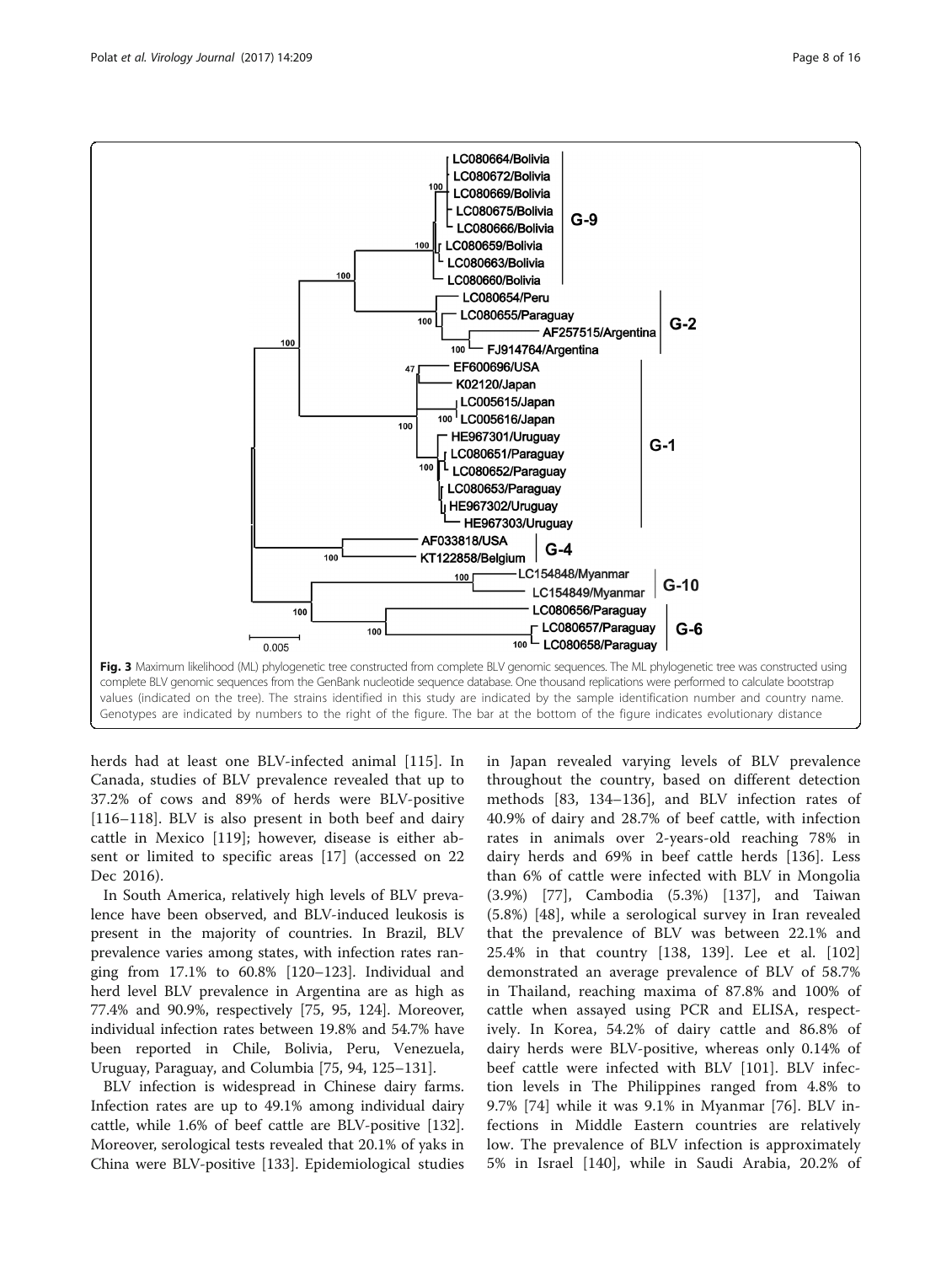Fig. 3 Maximum likelihood (ML) phylogenetic tree constructed from complete BLV genomic sequences. The ML phylogenetic tree was constructed using complete BLV genomic sequences from the GenBank nucleotide sequence database. One thousand replications were performed to calculate bootstrap values (indicated on the tree). The strains identified in this study are indicated by the sample identification number and country name. Genotypes are indicated by numbers to the right of the figure. The bar at the bottom of the figure indicates evolutionary distance

herds had at least one BLV-infected animal [115]. In Canada, studies of BLV prevalence revealed that up to 37.2% of cows and 89% of herds were BLV-positive [116–118]. BLV is also present in both beef and dairy cattle in Mexico [119]; however, disease is either absent or limited to specific areas [17] (accessed on 22 Dec 2016).

In South America, relatively high levels of BLV prevalence have been observed, and BLV-induced leukosis is present in the majority of countries. In Brazil, BLV prevalence varies among states, with infection rates ranging from 17.1% to 60.8% [120–123]. Individual and herd level BLV prevalence in Argentina are as high as 77.4% and 90.9%, respectively [75, 95, 124]. Moreover, individual infection rates between 19.8% and 54.7% have been reported in Chile, Bolivia, Peru, Venezuela, Uruguay, Paraguay, and Columbia [75, 94, 125–131].

BLV infection is widespread in Chinese dairy farms. Infection rates are up to 49.1% among individual dairy cattle, while 1.6% of beef cattle are BLV-positive [132]. Moreover, serological tests revealed that 20.1% of yaks in China were BLV-positive [133]. Epidemiological studies in Japan revealed varying levels of BLV prevalence throughout the country, based on different detection methods [83, 134–136], and BLV infection rates of 40.9% of dairy and 28.7% of beef cattle, with infection rates in animals over 2-years-old reaching 78% in dairy herds and 69% in beef cattle herds [136]. Less than 6% of cattle were infected with BLV in Mongolia (3.9%) [77], Cambodia (5.3%) [137], and Taiwan (5.8%) [48], while a serological survey in Iran revealed that the prevalence of BLV was between 22.1% and 25.4% in that country [138, 139]. Lee et al. [102] demonstrated an average prevalence of BLV of 58.7% in Thailand, reaching maxima of 87.8% and 100% of cattle when assayed using PCR and ELISA, respectively. In Korea, 54.2% of dairy cattle and 86.8% of dairy herds were BLV-positive, whereas only 0.14% of beef cattle were infected with BLV [101]. BLV infection levels in The Philippines ranged from 4.8% to 9.7% [74] while it was 9.1% in Myanmar [76]. BLV infections in Middle Eastern countries are relatively low. The prevalence of BLV infection is approximately 5% in Israel [140], while in Saudi Arabia, 20.2% of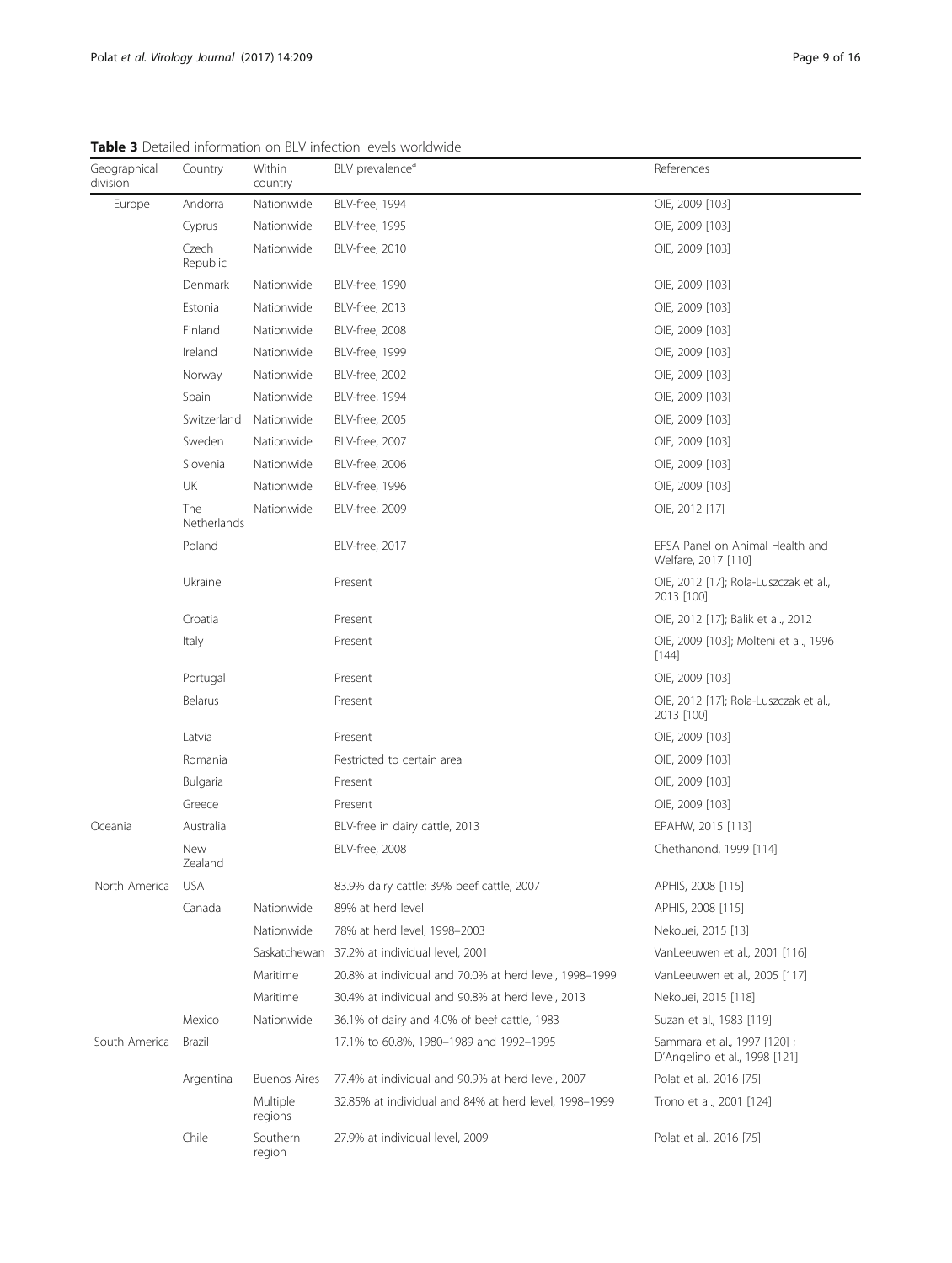**Table 3** Detailed information on BLV infection levels worldwide

| Geographical division | Country | Within country | BLV prevalence[a] | References |
|---|---|---|---|---|
| Europe | Andorra | Nationwide | BLV-free, 1994 | OIE, 2009 [103] |
| | Cyprus | Nationwide | BLV-free, 1995 | OIE, 2009 [103] |
| | Czech Republic | Nationwide | BLV-free, 2010 | OIE, 2009 [103] |
| | Denmark | Nationwide | BLV-free, 1990 | OIE, 2009 [103] |
| | Estonia | Nationwide | BLV-free, 2013 | OIE, 2009 [103] |
| | Finland | Nationwide | BLV-free, 2008 | OIE, 2009 [103] |
| | Ireland | Nationwide | BLV-free, 1999 | OIE, 2009 [103] |
| | Norway | Nationwide | BLV-free, 2002 | OIE, 2009 [103] |
| | Spain | Nationwide | BLV-free, 1994 | OIE, 2009 [103] |
| | Switzerland | Nationwide | BLV-free, 2005 | OIE, 2009 [103] |
| | Sweden | Nationwide | BLV-free, 2007 | OIE, 2009 [103] |
| | Slovenia | Nationwide | BLV-free, 2006 | OIE, 2009 [103] |
| | UK | Nationwide | BLV-free, 1996 | OIE, 2009 [103] |
| | The Netherlands | Nationwide | BLV-free, 2009 | OIE, 2012 [17] |
| | Poland | | BLV-free, 2017 | EFSA Panel on Animal Health and Welfare, 2017 [110] |
| | Ukraine | | Present | OIE, 2012 [17]; Rola-Luszczak et al., 2013 [100] |
| | Croatia | | Present | OIE, 2012 [17]; Balik et al., 2012 |
| | Italy | | Present | OIE, 2009 [103]; Molteni et al., 1996 [144] |
| | Portugal | | Present | OIE, 2009 [103] |
| | Belarus | | Present | OIE, 2012 [17]; Rola-Luszczak et al., 2013 [100] |
| | Latvia | | Present | OIE, 2009 [103] |
| | Romania | | Restricted to certain area | OIE, 2009 [103] |
| | Bulgaria | | Present | OIE, 2009 [103] |
| | Greece | | Present | OIE, 2009 [103] |
| Oceania | Australia | | BLV-free in dairy cattle, 2013 | EPAHW, 2015 [113] |
| | New Zealand | | BLV-free, 2008 | Chethanond, 1999 [114] |
| North America | USA | | 83.9% dairy cattle; 39% beef cattle, 2007 | APHIS, 2008 [115] |
| | Canada | Nationwide | 89% at herd level | APHIS, 2008 [115] |
| | | Nationwide | 78% at herd level, 1998–2003 | Nekouei, 2015 [13] |
| | | Saskatchewan | 37.2% at individual level, 2001 | VanLeeuwen et al., 2001 [116] |
| | | Maritime | 20.8% at individual and 70.0% at herd level, 1998–1999 | VanLeeuwen et al., 2005 [117] |
| | | Maritime | 30.4% at individual and 90.8% at herd level, 2013 | Nekouei, 2015 [118] |
| | Mexico | Nationwide | 36.1% of dairy and 4.0% of beef cattle, 1983 | Suzan et al., 1983 [119] |
| South America | Brazil | | 17.1% to 60.8%, 1980–1989 and 1992–1995 | Sammara et al., 1997 [120] ; D'Angelino et al., 1998 [121] |
| | Argentina | Buenos Aires | 77.4% at individual and 90.9% at herd level, 2007 | Polat et al., 2016 [75] |
| | | Multiple regions | 32.85% at individual and 84% at herd level, 1998–1999 | Trono et al., 2001 [124] |
| | Chile | Southern region | 27.9% at individual level, 2009 | Polat et al., 2016 [75] |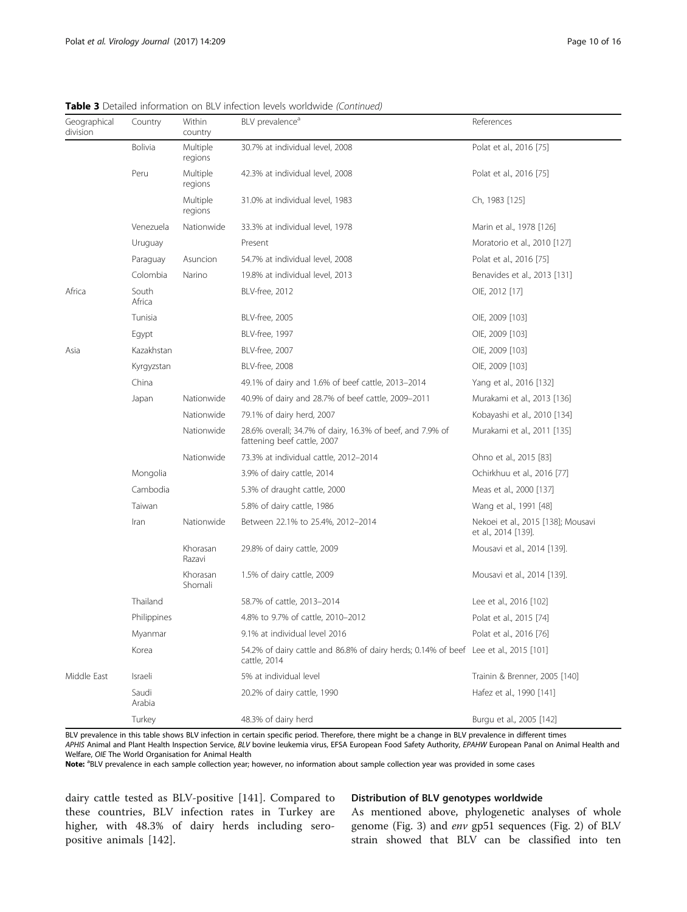**Table 3** Detailed information on BLV infection levels worldwide *(Continued)*

| Geographical division | Country | Within country | BLV prevalence[a] | References |
|---|---|---|---|---|
| | Bolivia | Multiple regions | 30.7% at individual level, 2008 | Polat et al., 2016 [75] |
| | Peru | Multiple regions | 42.3% at individual level, 2008 | Polat et al., 2016 [75] |
| | | Multiple regions | 31.0% at individual level, 1983 | Ch, 1983 [125] |
| | Venezuela | Nationwide | 33.3% at individual level, 1978 | Marin et al., 1978 [126] |
| | Uruguay | | Present | Moratorio et al., 2010 [127] |
| | Paraguay | Asuncion | 54.7% at individual level, 2008 | Polat et al., 2016 [75] |
| | Colombia | Narino | 19.8% at individual level, 2013 | Benavides et al., 2013 [131] |
| Africa | South Africa | | BLV-free, 2012 | OIE, 2012 [17] |
| | Tunisia | | BLV-free, 2005 | OIE, 2009 [103] |
| | Egypt | | BLV-free, 1997 | OIE, 2009 [103] |
| Asia | Kazakhstan | | BLV-free, 2007 | OIE, 2009 [103] |
| | Kyrgyzstan | | BLV-free, 2008 | OIE, 2009 [103] |
| | China | | 49.1% of dairy and 1.6% of beef cattle, 2013–2014 | Yang et al., 2016 [132] |
| | Japan | Nationwide | 40.9% of dairy and 28.7% of beef cattle, 2009–2011 | Murakami et al., 2013 [136] |
| | | Nationwide | 79.1% of dairy herd, 2007 | Kobayashi et al., 2010 [134] |
| | | Nationwide | 28.6% overall; 34.7% of dairy, 16.3% of beef, and 7.9% of fattening beef cattle, 2007 | Murakami et al., 2011 [135] |
| | | Nationwide | 73.3% at individual cattle, 2012–2014 | Ohno et al., 2015 [83] |
| | Mongolia | | 3.9% of dairy cattle, 2014 | Ochirkhuu et al., 2016 [77] |
| | Cambodia | | 5.3% of draught cattle, 2000 | Meas et al., 2000 [137] |
| | Taiwan | | 5.8% of dairy cattle, 1986 | Wang et al., 1991 [48] |
| | Iran | Nationwide | Between 22.1% to 25.4%, 2012–2014 | Nekoei et al., 2015 [138]; Mousavi et al., 2014 [139]. |
| | | Khorasan Razavi | 29.8% of dairy cattle, 2009 | Mousavi et al., 2014 [139]. |
| | | Khorasan Shomali | 1.5% of dairy cattle, 2009 | Mousavi et al., 2014 [139]. |
| | Thailand | | 58.7% of cattle, 2013–2014 | Lee et al., 2016 [102] |
| | Philippines | | 4.8% to 9.7% of cattle, 2010–2012 | Polat et al., 2015 [74] |
| | Myanmar | | 9.1% at individual level 2016 | Polat et al., 2016 [76] |
| | Korea | | 54.2% of dairy cattle and 86.8% of dairy herds; 0.14% of beef cattle, 2014 | Lee et al., 2015 [101] |
| Middle East | Israeli | | 5% at individual level | Trainin & Brenner, 2005 [140] |
| | Saudi Arabia | | 20.2% of dairy cattle, 1990 | Hafez et al., 1990 [141] |
| | Turkey | | 48.3% of dairy herd | Burgu et al., 2005 [142] |

BLV prevalence in this table shows BLV infection in certain specific period. Therefore, there might be a change in BLV prevalence in different times
*APHIS* Animal and Plant Health Inspection Service, *BLV* bovine leukemia virus, EFSA European Food Safety Authority, *EPAHW* European Panal on Animal Health and Welfare, *OIE* The World Organisation for Animal Health

**Note:** [a]BLV prevalence in each sample collection year; however, no information about sample collection year was provided in some cases

dairy cattle tested as BLV-positive [141]. Compared to these countries, BLV infection rates in Turkey are higher, with 48.3% of dairy herds including seropositive animals [142].

### Distribution of BLV genotypes worldwide

As mentioned above, phylogenetic analyses of whole genome (Fig. 3) and *env* gp51 sequences (Fig. 2) of BLV strain showed that BLV can be classified into ten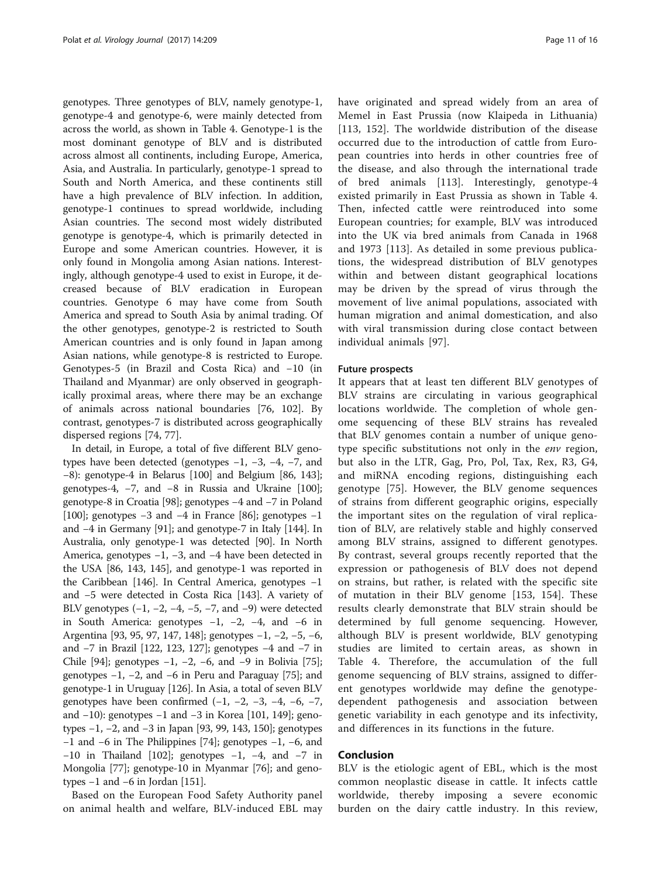genotypes. Three genotypes of BLV, namely genotype-1, genotype-4 and genotype-6, were mainly detected from across the world, as shown in Table 4. Genotype-1 is the most dominant genotype of BLV and is distributed across almost all continents, including Europe, America, Asia, and Australia. In particularly, genotype-1 spread to South and North America, and these continents still have a high prevalence of BLV infection. In addition, genotype-1 continues to spread worldwide, including Asian countries. The second most widely distributed genotype is genotype-4, which is primarily detected in Europe and some American countries. However, it is only found in Mongolia among Asian nations. Interestingly, although genotype-4 used to exist in Europe, it decreased because of BLV eradication in European countries. Genotype 6 may have come from South America and spread to South Asia by animal trading. Of the other genotypes, genotype-2 is restricted to South American countries and is only found in Japan among Asian nations, while genotype-8 is restricted to Europe. Genotypes-5 (in Brazil and Costa Rica) and −10 (in Thailand and Myanmar) are only observed in geographically proximal areas, where there may be an exchange of animals across national boundaries [76, 102]. By contrast, genotypes-7 is distributed across geographically dispersed regions [74, 77].

In detail, in Europe, a total of five different BLV genotypes have been detected (genotypes −1, −3, −4, −7, and −8): genotype-4 in Belarus [100] and Belgium [86, 143]; genotypes-4, −7, and −8 in Russia and Ukraine [100]; genotype-8 in Croatia [98]; genotypes −4 and −7 in Poland [100]; genotypes −3 and −4 in France [86]; genotypes −1 and −4 in Germany [91]; and genotype-7 in Italy [144]. In Australia, only genotype-1 was detected [90]. In North America, genotypes −1, −3, and −4 have been detected in the USA [86, 143, 145], and genotype-1 was reported in the Caribbean [146]. In Central America, genotypes −1 and −5 were detected in Costa Rica [143]. A variety of BLV genotypes (−1, −2, −4, −5, −7, and −9) were detected in South America: genotypes −1, −2, −4, and −6 in Argentina [93, 95, 97, 147, 148]; genotypes −1, −2, −5, −6, and −7 in Brazil [122, 123, 127]; genotypes −4 and −7 in Chile [94]; genotypes −1, −2, −6, and −9 in Bolivia [75]; genotypes −1, −2, and −6 in Peru and Paraguay [75]; and genotype-1 in Uruguay [126]. In Asia, a total of seven BLV genotypes have been confirmed (−1, −2, −3, −4, −6, −7, and −10): genotypes −1 and −3 in Korea [101, 149]; genotypes −1, −2, and −3 in Japan [93, 99, 143, 150]; genotypes −1 and −6 in The Philippines [74]; genotypes −1, −6, and −10 in Thailand [102]; genotypes −1, −4, and −7 in Mongolia [77]; genotype-10 in Myanmar [76]; and genotypes −1 and −6 in Jordan [151].

Based on the European Food Safety Authority panel on animal health and welfare, BLV-induced EBL may have originated and spread widely from an area of Memel in East Prussia (now Klaipeda in Lithuania) [113, 152]. The worldwide distribution of the disease occurred due to the introduction of cattle from European countries into herds in other countries free of the disease, and also through the international trade of bred animals [113]. Interestingly, genotype-4 existed primarily in East Prussia as shown in Table 4. Then, infected cattle were reintroduced into some European countries; for example, BLV was introduced into the UK via bred animals from Canada in 1968 and 1973 [113]. As detailed in some previous publications, the widespread distribution of BLV genotypes within and between distant geographical locations may be driven by the spread of virus through the movement of live animal populations, associated with human migration and animal domestication, and also with viral transmission during close contact between individual animals [97].

### Future prospects

It appears that at least ten different BLV genotypes of BLV strains are circulating in various geographical locations worldwide. The completion of whole genome sequencing of these BLV strains has revealed that BLV genomes contain a number of unique genotype specific substitutions not only in the *env* region, but also in the LTR, Gag, Pro, Pol, Tax, Rex, R3, G4, and miRNA encoding regions, distinguishing each genotype [75]. However, the BLV genome sequences of strains from different geographic origins, especially the important sites on the regulation of viral replication of BLV, are relatively stable and highly conserved among BLV strains, assigned to different genotypes. By contrast, several groups recently reported that the expression or pathogenesis of BLV does not depend on strains, but rather, is related with the specific site of mutation in their BLV genome [153, 154]. These results clearly demonstrate that BLV strain should be determined by full genome sequencing. However, although BLV is present worldwide, BLV genotyping studies are limited to certain areas, as shown in Table 4. Therefore, the accumulation of the full genome sequencing of BLV strains, assigned to different genotypes worldwide may define the genotype-dependent pathogenesis and association between genetic variability in each genotype and its infectivity, and differences in its functions in the future.

## Conclusion

BLV is the etiologic agent of EBL, which is the most common neoplastic disease in cattle. It infects cattle worldwide, thereby imposing a severe economic burden on the dairy cattle industry. In this review,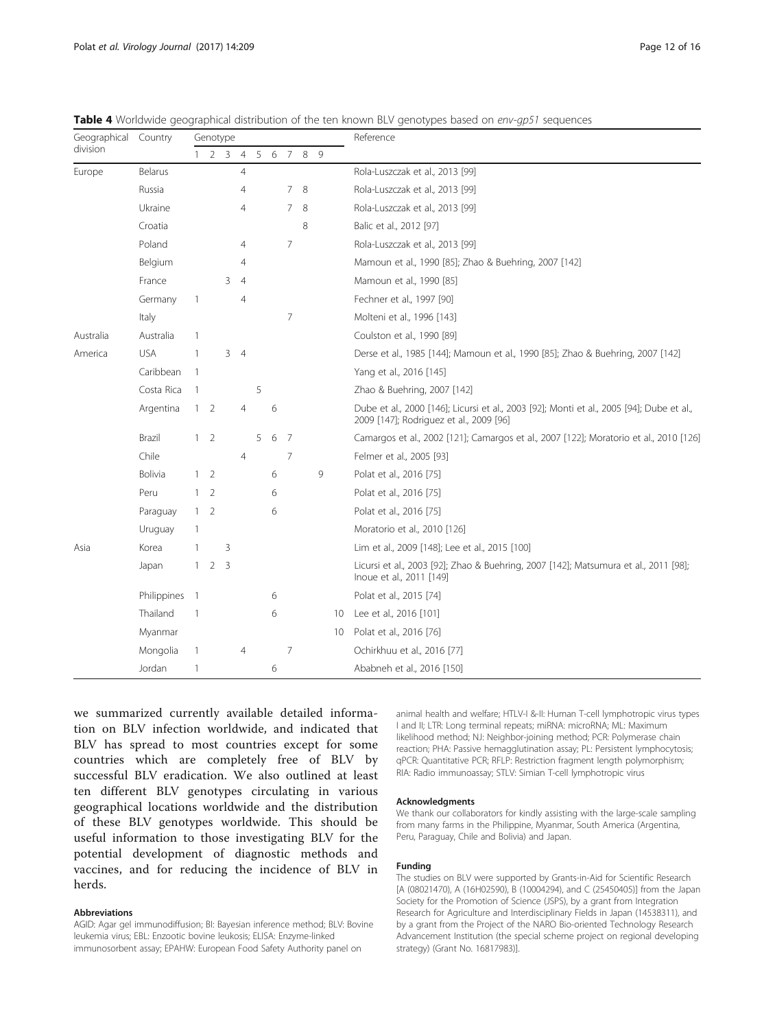**Table 4** Worldwide geographical distribution of the ten known BLV genotypes based on *env-gp51* sequences

| Geographical division | Country | Genotype | | | | | | | | | | Reference |
|---|---|---|---|---|---|---|---|---|---|---|---|---|
| | | 1 | 2 | 3 | 4 | 5 | 6 | 7 | 8 | 9 | | |
| Europe | Belarus | | | | 4 | | | | | | | Rola-Luszczak et al., 2013 [99] |
| | Russia | | | | 4 | | | 7 | 8 | | | Rola-Luszczak et al., 2013 [99] |
| | Ukraine | | | | 4 | | | 7 | 8 | | | Rola-Luszczak et al., 2013 [99] |
| | Croatia | | | | | | | | 8 | | | Balic et al., 2012 [97] |
| | Poland | | | | 4 | | | 7 | | | | Rola-Luszczak et al., 2013 [99] |
| | Belgium | | | | 4 | | | | | | | Mamoun et al., 1990 [85]; Zhao & Buehring, 2007 [142] |
| | France | | | 3 | 4 | | | | | | | Mamoun et al., 1990 [85] |
| | Germany | 1 | | | 4 | | | | | | | Fechner et al., 1997 [90] |
| | Italy | | | | | | | 7 | | | | Molteni et al., 1996 [143] |
| Australia | Australia | 1 | | | | | | | | | | Coulston et al., 1990 [89] |
| America | USA | 1 | | 3 | 4 | | | | | | | Derse et al., 1985 [144]; Mamoun et al., 1990 [85]; Zhao & Buehring, 2007 [142] |
| | Caribbean | 1 | | | | | | | | | | Yang et al., 2016 [145] |
| | Costa Rica | 1 | | | | 5 | | | | | | Zhao & Buehring, 2007 [142] |
| | Argentina | 1 | 2 | | 4 | | 6 | | | | | Dube et al., 2000 [146]; Licursi et al., 2003 [92]; Monti et al., 2005 [94]; Dube et al., 2009 [147]; Rodriguez et al., 2009 [96] |
| | Brazil | 1 | 2 | | | 5 | 6 | 7 | | | | Camargos et al., 2002 [121]; Camargos et al., 2007 [122]; Moratorio et al., 2010 [126] |
| | Chile | | | | 4 | | | 7 | | | | Felmer et al., 2005 [93] |
| | Bolivia | 1 | 2 | | | | 6 | | | 9 | | Polat et al., 2016 [75] |
| | Peru | 1 | 2 | | | | 6 | | | | | Polat et al., 2016 [75] |
| | Paraguay | 1 | 2 | | | | 6 | | | | | Polat et al., 2016 [75] |
| | Uruguay | 1 | | | | | | | | | | Moratorio et al., 2010 [126] |
| Asia | Korea | 1 | | 3 | | | | | | | | Lim et al., 2009 [148]; Lee et al., 2015 [100] |
| | Japan | 1 | 2 | 3 | | | | | | | | Licursi et al., 2003 [92]; Zhao & Buehring, 2007 [142]; Matsumura et al., 2011 [98]; Inoue et al., 2011 [149] |
| | Philippines | 1 | | | | | 6 | | | | | Polat et al., 2015 [74] |
| | Thailand | 1 | | | | | 6 | | | | 10 | Lee et al., 2016 [101] |
| | Myanmar | | | | | | | | | | 10 | Polat et al., 2016 [76] |
| | Mongolia | 1 | | | 4 | | | 7 | | | | Ochirkhuu et al., 2016 [77] |
| | Jordan | 1 | | | | | 6 | | | | | Ababneh et al., 2016 [150] |

we summarized currently available detailed information on BLV infection worldwide, and indicated that BLV has spread to most countries except for some countries which are completely free of BLV by successful BLV eradication. We also outlined at least ten different BLV genotypes circulating in various geographical locations worldwide and the distribution of these BLV genotypes worldwide. This should be useful information to those investigating BLV for the potential development of diagnostic methods and vaccines, and for reducing the incidence of BLV in herds.

#### Abbreviations

AGID: Agar gel immunodiffusion; BI: Bayesian inference method; BLV: Bovine leukemia virus; EBL: Enzootic bovine leukosis; ELISA: Enzyme-linked immunosorbent assay; EPAHW: European Food Safety Authority panel on animal health and welfare; HTLV-I &-II: Human T-cell lymphotropic virus types I and II; LTR: Long terminal repeats; miRNA: microRNA; ML: Maximum likelihood method; NJ: Neighbor-joining method; PCR: Polymerase chain reaction; PHA: Passive hemagglutination assay; PL: Persistent lymphocytosis; qPCR: Quantitative PCR; RFLP: Restriction fragment length polymorphism; RIA: Radio immunoassay; STLV: Simian T-cell lymphotropic virus

#### Acknowledgments

We thank our collaborators for kindly assisting with the large-scale sampling from many farms in the Philippine, Myanmar, South America (Argentina, Peru, Paraguay, Chile and Bolivia) and Japan.

#### Funding

The studies on BLV were supported by Grants-in-Aid for Scientific Research [A (08021470), A (16H02590), B (10004294), and C (25450405)] from the Japan Society for the Promotion of Science (JSPS), by a grant from Integration Research for Agriculture and Interdisciplinary Fields in Japan (14538311), and by a grant from the Project of the NARO Bio-oriented Technology Research Advancement Institution (the special scheme project on regional developing strategy) (Grant No. 16817983)].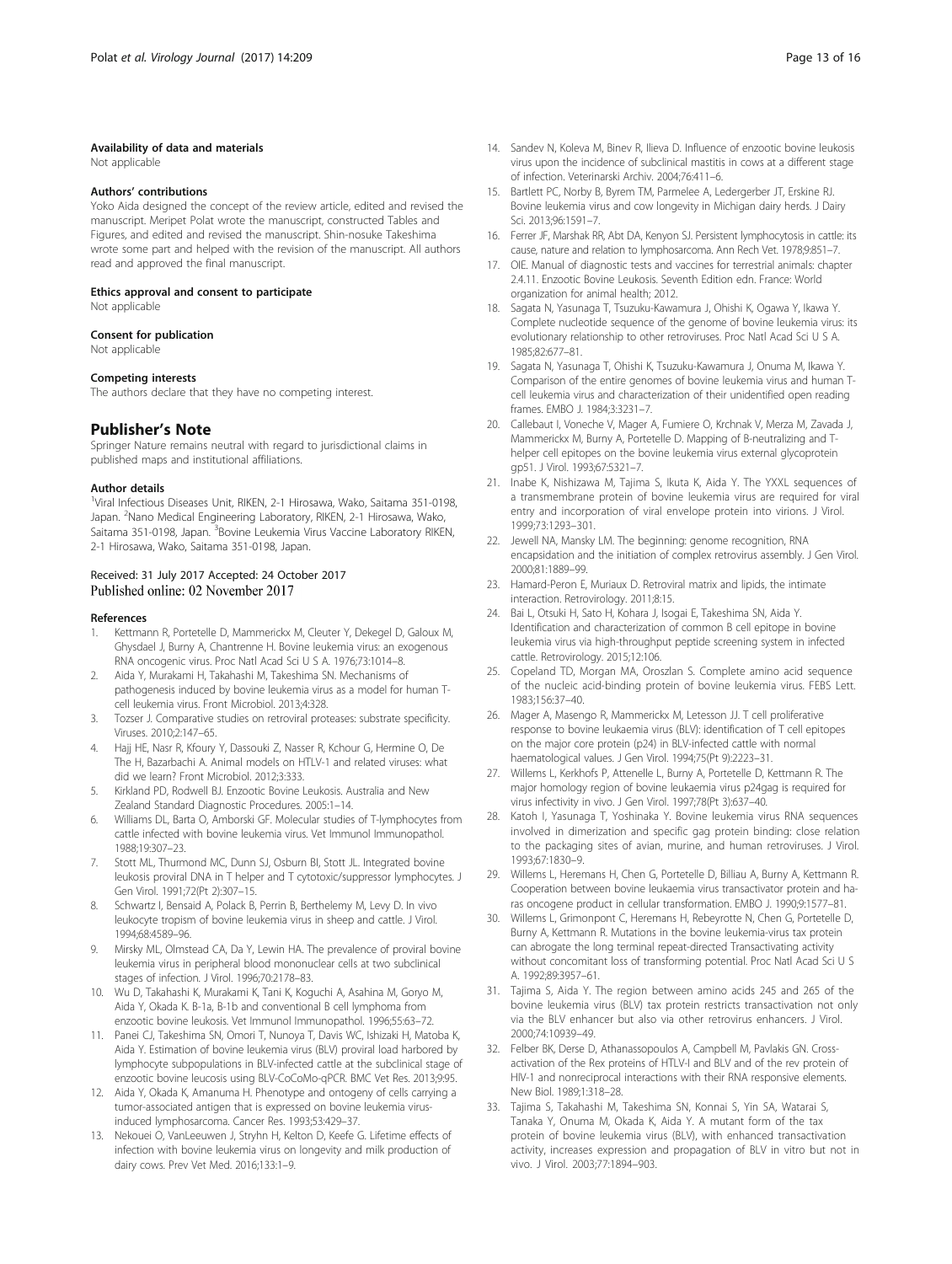#### Availability of data and materials

Not applicable

#### Authors' contributions

Yoko Aida designed the concept of the review article, edited and revised the manuscript. Meripet Polat wrote the manuscript, constructed Tables and Figures, and edited and revised the manuscript. Shin-nosuke Takeshima wrote some part and helped with the revision of the manuscript. All authors read and approved the final manuscript.

#### Ethics approval and consent to participate

Not applicable

#### Consent for publication

Not applicable

#### Competing interests

The authors declare that they have no competing interest.

## Publisher's Note

Springer Nature remains neutral with regard to jurisdictional claims in published maps and institutional affiliations.

#### Author details

[1]Viral Infectious Diseases Unit, RIKEN, 2-1 Hirosawa, Wako, Saitama 351-0198, Japan. [2]Nano Medical Engineering Laboratory, RIKEN, 2-1 Hirosawa, Wako, Saitama 351-0198, Japan. [3]Bovine Leukemia Virus Vaccine Laboratory RIKEN, 2-1 Hirosawa, Wako, Saitama 351-0198, Japan.

Received: 31 July 2017 Accepted: 24 October 2017
Published online: 02 November 2017

#### References

1. Kettmann R, Portetelle D, Mammerickx M, Cleuter Y, Dekegel D, Galoux M, Ghysdael J, Burny A, Chantrenne H. Bovine leukemia virus: an exogenous RNA oncogenic virus. Proc Natl Acad Sci U S A. 1976;73:1014–8.
2. Aida Y, Murakami H, Takahashi M, Takeshima SN. Mechanisms of pathogenesis induced by bovine leukemia virus as a model for human T-cell leukemia virus. Front Microbiol. 2013;4:328.
3. Tozser J. Comparative studies on retroviral proteases: substrate specificity. Viruses. 2010;2:147–65.
4. Hajj HE, Nasr R, Kfoury Y, Dassouki Z, Nasser R, Kchour G, Hermine O, De The H, Bazarbachi A. Animal models on HTLV-1 and related viruses: what did we learn? Front Microbiol. 2012;3:333.
5. Kirkland PD, Rodwell BJ. Enzootic Bovine Leukosis. Australia and New Zealand Standard Diagnostic Procedures. 2005:1–14.
6. Williams DL, Barta O, Amborski GF. Molecular studies of T-lymphocytes from cattle infected with bovine leukemia virus. Vet Immunol Immunopathol. 1988;19:307–23.
7. Stott ML, Thurmond MC, Dunn SJ, Osburn BI, Stott JL. Integrated bovine leukosis proviral DNA in T helper and T cytotoxic/suppressor lymphocytes. J Gen Virol. 1991;72(Pt 2):307–15.
8. Schwartz I, Bensaid A, Polack B, Perrin B, Berthelemy M, Levy D. In vivo leukocyte tropism of bovine leukemia virus in sheep and cattle. J Virol. 1994;68:4589–96.
9. Mirsky ML, Olmstead CA, Da Y, Lewin HA. The prevalence of proviral bovine leukemia virus in peripheral blood mononuclear cells at two subclinical stages of infection. J Virol. 1996;70:2178–83.
10. Wu D, Takahashi K, Murakami K, Tani K, Koguchi A, Asahina M, Goryo M, Aida Y, Okada K. B-1a, B-1b and conventional B cell lymphoma from enzootic bovine leukosis. Vet Immunol Immunopathol. 1996;55:63–72.
11. Panei CJ, Takeshima SN, Omori T, Nunoya T, Davis WC, Ishizaki H, Matoba K, Aida Y. Estimation of bovine leukemia virus (BLV) proviral load harbored by lymphocyte subpopulations in BLV-infected cattle at the subclinical stage of enzootic bovine leucosis using BLV-CoCoMo-qPCR. BMC Vet Res. 2013;9:95.
12. Aida Y, Okada K, Amanuma H. Phenotype and ontogeny of cells carrying a tumor-associated antigen that is expressed on bovine leukemia virus-induced lymphosarcoma. Cancer Res. 1993;53:429–37.
13. Nekouei O, VanLeeuwen J, Stryhn H, Kelton D, Keefe G. Lifetime effects of infection with bovine leukemia virus on longevity and milk production of dairy cows. Prev Vet Med. 2016;133:1–9.
14. Sandev N, Koleva M, Binev R, Ilieva D. Influence of enzootic bovine leukosis virus upon the incidence of subclinical mastitis in cows at a different stage of infection. Veterinarski Archiv. 2004;76:411–6.
15. Bartlett PC, Norby B, Byrem TM, Parmelee A, Ledergerber JT, Erskine RJ. Bovine leukemia virus and cow longevity in Michigan dairy herds. J Dairy Sci. 2013;96:1591–7.
16. Ferrer JF, Marshak RR, Abt DA, Kenyon SJ. Persistent lymphocytosis in cattle: its cause, nature and relation to lymphosarcoma. Ann Rech Vet. 1978;9:851–7.
17. OIE. Manual of diagnostic tests and vaccines for terrestrial animals: chapter 2.4.11. Enzootic Bovine Leukosis. Seventh Edition edn. France: World organization for animal health; 2012.
18. Sagata N, Yasunaga T, Tsuzuku-Kawamura J, Ohishi K, Ogawa Y, Ikawa Y. Complete nucleotide sequence of the genome of bovine leukemia virus: its evolutionary relationship to other retroviruses. Proc Natl Acad Sci U S A. 1985;82:677–81.
19. Sagata N, Yasunaga T, Ohishi K, Tsuzuku-Kawamura J, Onuma M, Ikawa Y. Comparison of the entire genomes of bovine leukemia virus and human T-cell leukemia virus and characterization of their unidentified open reading frames. EMBO J. 1984;3:3231–7.
20. Callebaut I, Voneche V, Mager A, Fumiere O, Krchnak V, Merza M, Zavada J, Mammerickx M, Burny A, Portetelle D. Mapping of B-neutralizing and T-helper cell epitopes on the bovine leukemia virus external glycoprotein gp51. J Virol. 1993;67:5321–7.
21. Inabe K, Nishizawa M, Tajima S, Ikuta K, Aida Y. The YXXL sequences of a transmembrane protein of bovine leukemia virus are required for viral entry and incorporation of viral envelope protein into virions. J Virol. 1999;73:1293–301.
22. Jewell NA, Mansky LM. The beginning: genome recognition, RNA encapsidation and the initiation of complex retrovirus assembly. J Gen Virol. 2000;81:1889–99.
23. Hamard-Peron E, Muriaux D. Retroviral matrix and lipids, the intimate interaction. Retrovirology. 2011;8:15.
24. Bai L, Otsuki H, Sato H, Kohara J, Isogai E, Takeshima SN, Aida Y. Identification and characterization of common B cell epitope in bovine leukemia virus via high-throughput peptide screening system in infected cattle. Retrovirology. 2015;12:106.
25. Copeland TD, Morgan MA, Oroszlan S. Complete amino acid sequence of the nucleic acid-binding protein of bovine leukemia virus. FEBS Lett. 1983;156:37–40.
26. Mager A, Masengo R, Mammerickx M, Letesson JJ. T cell proliferative response to bovine leukaemia virus (BLV): identification of T cell epitopes on the major core protein (p24) in BLV-infected cattle with normal haematological values. J Gen Virol. 1994;75(Pt 9):2223–31.
27. Willems L, Kerkhofs P, Attenelle L, Burny A, Portetelle D, Kettmann R. The major homology region of bovine leukaemia virus p24gag is required for virus infectivity in vivo. J Gen Virol. 1997;78(Pt 3):637–40.
28. Katoh I, Yasunaga T, Yoshinaka Y. Bovine leukemia virus RNA sequences involved in dimerization and specific gag protein binding: close relation to the packaging sites of avian, murine, and human retroviruses. J Virol. 1993;67:1830–9.
29. Willems L, Heremans H, Chen G, Portetelle D, Billiau A, Burny A, Kettmann R. Cooperation between bovine leukaemia virus transactivator protein and ha-ras oncogene product in cellular transformation. EMBO J. 1990;9:1577–81.
30. Willems L, Grimonpont C, Heremans H, Rebeyrotte N, Chen G, Portetelle D, Burny A, Kettmann R. Mutations in the bovine leukemia-virus tax protein can abrogate the long terminal repeat-directed Transactivating activity without concomitant loss of transforming potential. Proc Natl Acad Sci U S A. 1992;89:3957–61.
31. Tajima S, Aida Y. The region between amino acids 245 and 265 of the bovine leukemia virus (BLV) tax protein restricts transactivation not only via the BLV enhancer but also via other retrovirus enhancers. J Virol. 2000;74:10939–49.
32. Felber BK, Derse D, Athanassopoulos A, Campbell M, Pavlakis GN. Cross-activation of the Rex proteins of HTLV-I and BLV and of the rev protein of HIV-1 and nonreciprocal interactions with their RNA responsive elements. New Biol. 1989;1:318–28.
33. Tajima S, Takahashi M, Takeshima SN, Konnai S, Yin SA, Watarai S, Tanaka Y, Onuma M, Okada K, Aida Y. A mutant form of the tax protein of bovine leukemia virus (BLV), with enhanced transactivation activity, increases expression and propagation of BLV in vitro but not in vivo. J Virol. 2003;77:1894–903.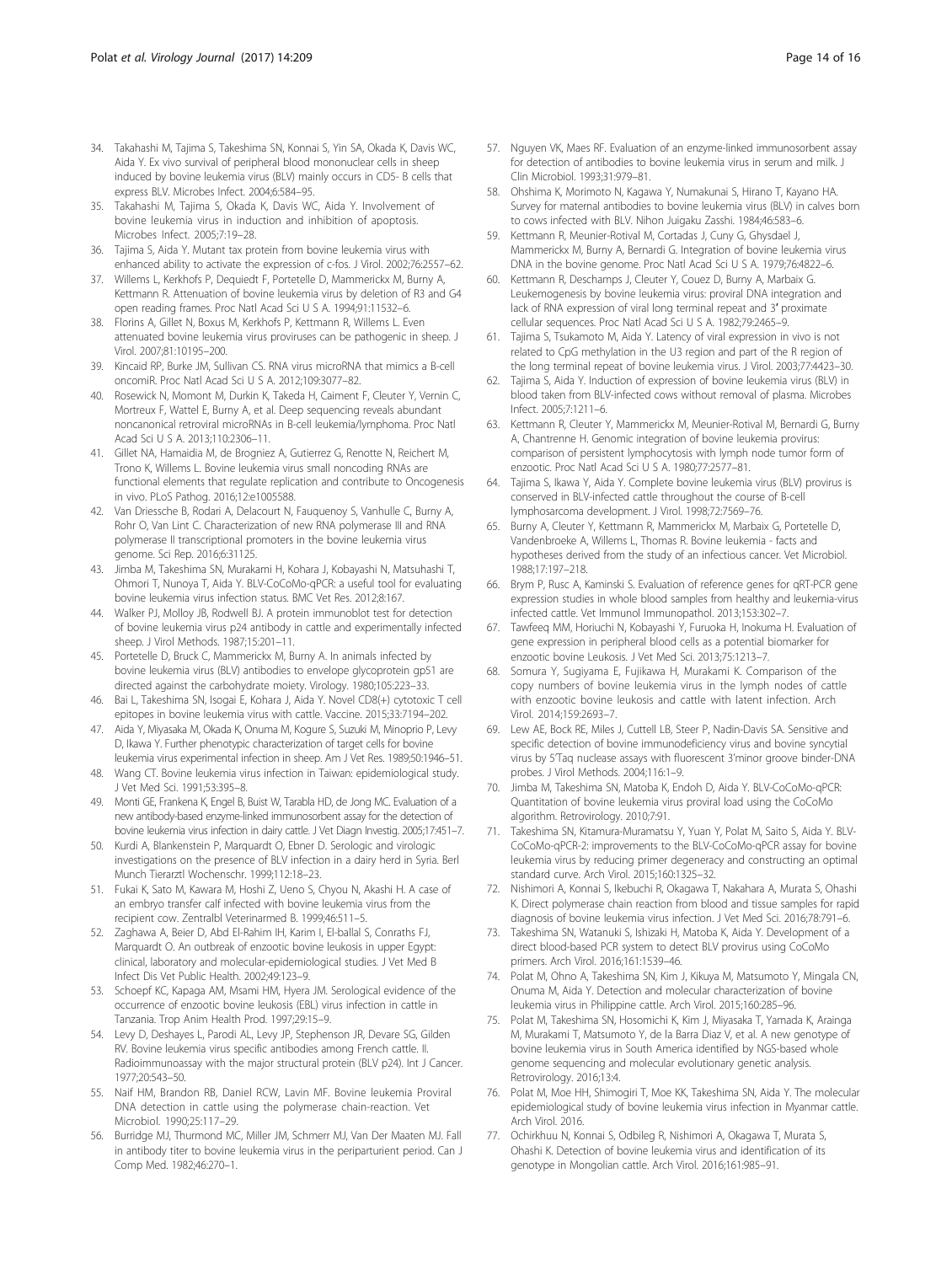34. Takahashi M, Tajima S, Takeshima SN, Konnai S, Yin SA, Okada K, Davis WC, Aida Y. Ex vivo survival of peripheral blood mononuclear cells in sheep induced by bovine leukemia virus (BLV) mainly occurs in CD5- B cells that express BLV. Microbes Infect. 2004;6:584–95.
35. Takahashi M, Tajima S, Okada K, Davis WC, Aida Y. Involvement of bovine leukemia virus in induction and inhibition of apoptosis. Microbes Infect. 2005;7:19–28.
36. Tajima S, Aida Y. Mutant tax protein from bovine leukemia virus with enhanced ability to activate the expression of c-fos. J Virol. 2002;76:2557–62.
37. Willems L, Kerkhofs P, Dequiedt F, Portetelle D, Mammerickx M, Burny A, Kettmann R. Attenuation of bovine leukemia virus by deletion of R3 and G4 open reading frames. Proc Natl Acad Sci U S A. 1994;91:11532–6.
38. Florins A, Gillet N, Boxus M, Kerkhofs P, Kettmann R, Willems L. Even attenuated bovine leukemia virus proviruses can be pathogenic in sheep. J Virol. 2007;81:10195–200.
39. Kincaid RP, Burke JM, Sullivan CS. RNA virus microRNA that mimics a B-cell oncomiR. Proc Natl Acad Sci U S A. 2012;109:3077–82.
40. Rosewick N, Momont M, Durkin K, Takeda H, Caiment F, Cleuter Y, Vernin C, Mortreux F, Wattel E, Burny A, et al. Deep sequencing reveals abundant noncanonical retroviral microRNAs in B-cell leukemia/lymphoma. Proc Natl Acad Sci U S A. 2013;110:2306–11.
41. Gillet NA, Hamaidia M, de Brogniez A, Gutierrez G, Renotte N, Reichert M, Trono K, Willems L. Bovine leukemia virus small noncoding RNAs are functional elements that regulate replication and contribute to Oncogenesis in vivo. PLoS Pathog. 2016;12:e1005588.
42. Van Driessche B, Rodari A, Delacourt N, Fauquenoy S, Vanhulle C, Burny A, Rohr O, Van Lint C. Characterization of new RNA polymerase III and RNA polymerase II transcriptional promoters in the bovine leukemia virus genome. Sci Rep. 2016;6:31125.
43. Jimba M, Takeshima SN, Murakami H, Kohara J, Kobayashi N, Matsuhashi T, Ohmori T, Nunoya T, Aida Y. BLV-CoCoMo-qPCR: a useful tool for evaluating bovine leukemia virus infection status. BMC Vet Res. 2012;8:167.
44. Walker PJ, Molloy JB, Rodwell BJ. A protein immunoblot test for detection of bovine leukemia virus p24 antibody in cattle and experimentally infected sheep. J Virol Methods. 1987;15:201–11.
45. Portetelle D, Bruck C, Mammerickx M, Burny A. In animals infected by bovine leukemia virus (BLV) antibodies to envelope glycoprotein gp51 are directed against the carbohydrate moiety. Virology. 1980;105:223–33.
46. Bai L, Takeshima SN, Isogai E, Kohara J, Aida Y. Novel CD8(+) cytotoxic T cell epitopes in bovine leukemia virus with cattle. Vaccine. 2015;33:7194–202.
47. Aida Y, Miyasaka M, Okada K, Onuma M, Kogure S, Suzuki M, Minoprio P, Levy D, Ikawa Y. Further phenotypic characterization of target cells for bovine leukemia virus experimental infection in sheep. Am J Vet Res. 1989;50:1946–51.
48. Wang CT. Bovine leukemia virus infection in Taiwan: epidemiological study. J Vet Med Sci. 1991;53:395–8.
49. Monti GE, Frankena K, Engel B, Buist W, Tarabla HD, de Jong MC. Evaluation of a new antibody-based enzyme-linked immunosorbent assay for the detection of bovine leukemia virus infection in dairy cattle. J Vet Diagn Investig. 2005;17:451–7.
50. Kurdi A, Blankenstein P, Marquardt O, Ebner D. Serologic and virologic investigations on the presence of BLV infection in a dairy herd in Syria. Berl Munch Tierarztl Wochenschr. 1999;112:18–23.
51. Fukai K, Sato M, Kawara M, Hoshi Z, Ueno S, Chyou N, Akashi H. A case of an embryo transfer calf infected with bovine leukemia virus from the recipient cow. Zentralbl Veterinarmed B. 1999;46:511–5.
52. Zaghawa A, Beier D, Abd El-Rahim IH, Karim I, El-ballal S, Conraths FJ, Marquardt O. An outbreak of enzootic bovine leukosis in upper Egypt: clinical, laboratory and molecular-epidemiological studies. J Vet Med B Infect Dis Vet Public Health. 2002;49:123–9.
53. Schoepf KC, Kapaga AM, Msami HM, Hyera JM. Serological evidence of the occurrence of enzootic bovine leukosis (EBL) virus infection in cattle in Tanzania. Trop Anim Health Prod. 1997;29:15–9.
54. Levy D, Deshayes L, Parodi AL, Levy JP, Stephenson JR, Devare SG, Gilden RV. Bovine leukemia virus specific antibodies among French cattle. II. Radioimmunoassay with the major structural protein (BLV p24). Int J Cancer. 1977;20:543–50.
55. Naif HM, Brandon RB, Daniel RCW, Lavin MF. Bovine leukemia Proviral DNA detection in cattle using the polymerase chain-reaction. Vet Microbiol. 1990;25:117–29.
56. Burridge MJ, Thurmond MC, Miller JM, Schmerr MJ, Van Der Maaten MJ. Fall in antibody titer to bovine leukemia virus in the periparturient period. Can J Comp Med. 1982;46:270–1.
57. Nguyen VK, Maes RF. Evaluation of an enzyme-linked immunosorbent assay for detection of antibodies to bovine leukemia virus in serum and milk. J Clin Microbiol. 1993;31:979–81.
58. Ohshima K, Morimoto N, Kagawa Y, Numakunai S, Hirano T, Kayano HA. Survey for maternal antibodies to bovine leukemia virus (BLV) in calves born to cows infected with BLV. Nihon Juigaku Zasshi. 1984;46:583–6.
59. Kettmann R, Meunier-Rotival M, Cortadas J, Cuny G, Ghysdael J, Mammerickx M, Burny A, Bernardi G. Integration of bovine leukemia virus DNA in the bovine genome. Proc Natl Acad Sci U S A. 1979;76:4822–6.
60. Kettmann R, Deschamps J, Cleuter Y, Couez D, Burny A, Marbaix G. Leukemogenesis by bovine leukemia virus: proviral DNA integration and lack of RNA expression of viral long terminal repeat and 3′ proximate cellular sequences. Proc Natl Acad Sci U S A. 1982;79:2465–9.
61. Tajima S, Tsukamoto M, Aida Y. Latency of viral expression in vivo is not related to CpG methylation in the U3 region and part of the R region of the long terminal repeat of bovine leukemia virus. J Virol. 2003;77:4423–30.
62. Tajima S, Aida Y. Induction of expression of bovine leukemia virus (BLV) in blood taken from BLV-infected cows without removal of plasma. Microbes Infect. 2005;7:1211–6.
63. Kettmann R, Cleuter Y, Mammerickx M, Meunier-Rotival M, Bernardi G, Burny A, Chantrenne H. Genomic integration of bovine leukemia provirus: comparison of persistent lymphocytosis with lymph node tumor form of enzootic. Proc Natl Acad Sci U S A. 1980;77:2577–81.
64. Tajima S, Ikawa Y, Aida Y. Complete bovine leukemia virus (BLV) provirus is conserved in BLV-infected cattle throughout the course of B-cell lymphosarcoma development. J Virol. 1998;72:7569–76.
65. Burny A, Cleuter Y, Kettmann R, Mammerickx M, Marbaix G, Portetelle D, Vandenbroeke A, Willems L, Thomas R. Bovine leukemia - facts and hypotheses derived from the study of an infectious cancer. Vet Microbiol. 1988;17:197–218.
66. Brym P, Rusc A, Kaminski S. Evaluation of reference genes for qRT-PCR gene expression studies in whole blood samples from healthy and leukemia-virus infected cattle. Vet Immunol Immunopathol. 2013;153:302–7.
67. Tawfeeq MM, Horiuchi N, Kobayashi Y, Furuoka H, Inokuma H. Evaluation of gene expression in peripheral blood cells as a potential biomarker for enzootic bovine Leukosis. J Vet Med Sci. 2013;75:1213–7.
68. Somura Y, Sugiyama E, Fujikawa H, Murakami K. Comparison of the copy numbers of bovine leukemia virus in the lymph nodes of cattle with enzootic bovine leukosis and cattle with latent infection. Arch Virol. 2014;159:2693–7.
69. Lew AE, Bock RE, Miles J, Cuttell LB, Steer P, Nadin-Davis SA. Sensitive and specific detection of bovine immunodeficiency virus and bovine syncytial virus by 5′Taq nuclease assays with fluorescent 3′minor groove binder-DNA probes. J Virol Methods. 2004;116:1–9.
70. Jimba M, Takeshima SN, Matoba K, Endoh D, Aida Y. BLV-CoCoMo-qPCR: Quantitation of bovine leukemia virus proviral load using the CoCoMo algorithm. Retrovirology. 2010;7:91.
71. Takeshima SN, Kitamura-Muramatsu Y, Yuan Y, Polat M, Saito S, Aida Y. BLV-CoCoMo-qPCR-2: improvements to the BLV-CoCoMo-qPCR assay for bovine leukemia virus by reducing primer degeneracy and constructing an optimal standard curve. Arch Virol. 2015;160:1325–32.
72. Nishimori A, Konnai S, Ikebuchi R, Okagawa T, Nakahara A, Murata S, Ohashi K. Direct polymerase chain reaction from blood and tissue samples for rapid diagnosis of bovine leukemia virus infection. J Vet Med Sci. 2016;78:791–6.
73. Takeshima SN, Watanuki S, Ishizaki H, Matoba K, Aida Y. Development of a direct blood-based PCR system to detect BLV provirus using CoCoMo primers. Arch Virol. 2016;161:1539–46.
74. Polat M, Ohno A, Takeshima SN, Kim J, Kikuya M, Matsumoto Y, Mingala CN, Onuma M, Aida Y. Detection and molecular characterization of bovine leukemia virus in Philippine cattle. Arch Virol. 2015;160:285–96.
75. Polat M, Takeshima SN, Hosomichi K, Kim J, Miyasaka T, Yamada K, Arainga M, Murakami T, Matsumoto Y, de la Barra Diaz V, et al. A new genotype of bovine leukemia virus in South America identified by NGS-based whole genome sequencing and molecular evolutionary genetic analysis. Retrovirology. 2016;13:4.
76. Polat M, Moe HH, Shimogiri T, Moe KK, Takeshima SN, Aida Y. The molecular epidemiological study of bovine leukemia virus infection in Myanmar cattle. Arch Virol. 2016.
77. Ochirkhuu N, Konnai S, Odbileg R, Nishimori A, Okagawa T, Murata S, Ohashi K. Detection of bovine leukemia virus and identification of its genotype in Mongolian cattle. Arch Virol. 2016;161:985–91.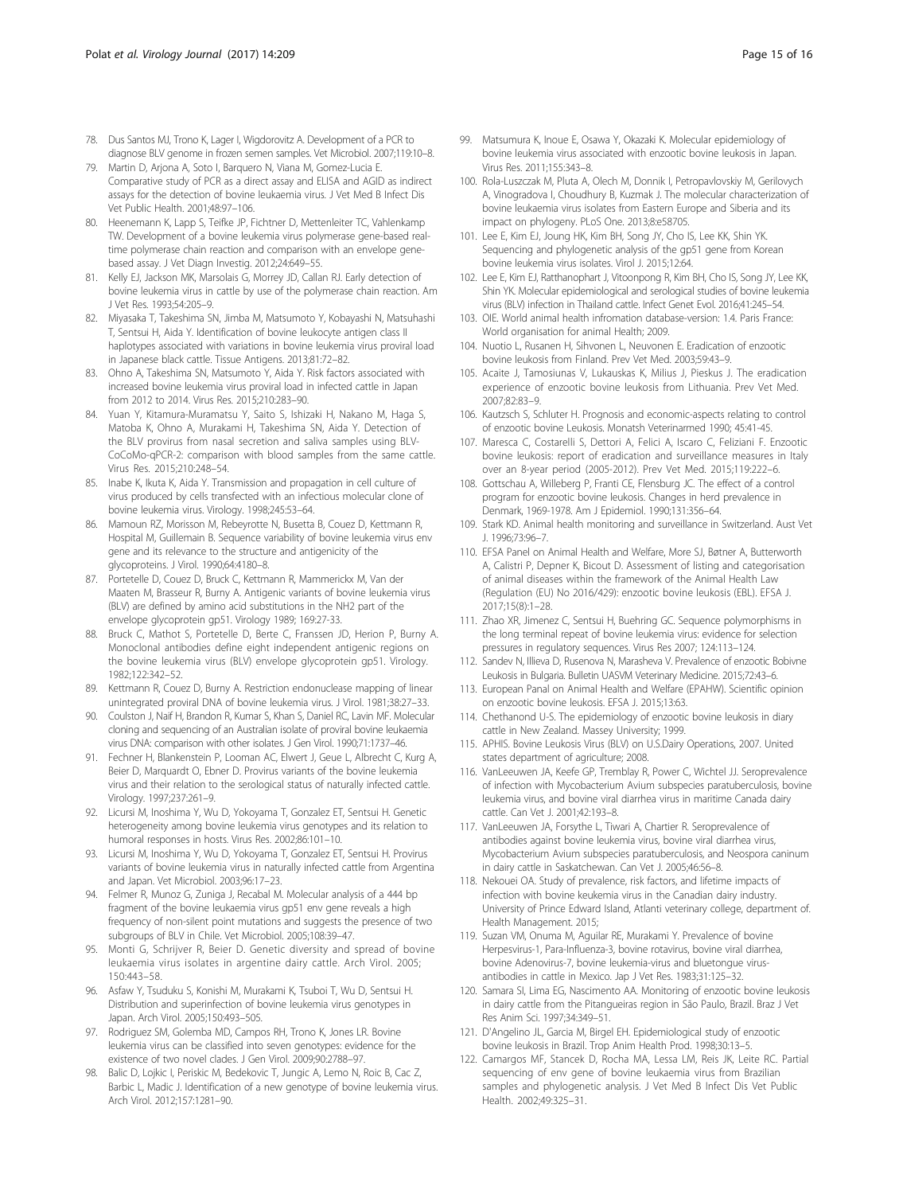78. Dus Santos MJ, Trono K, Lager I, Wigdorovitz A. Development of a PCR to diagnose BLV genome in frozen semen samples. Vet Microbiol. 2007;119:10–8.
79. Martin D, Arjona A, Soto I, Barquero N, Viana M, Gomez-Lucia E. Comparative study of PCR as a direct assay and ELISA and AGID as indirect assays for the detection of bovine leukaemia virus. J Vet Med B Infect Dis Vet Public Health. 2001;48:97–106.
80. Heenemann K, Lapp S, Teifke JP, Fichtner D, Mettenleiter TC, Vahlenkamp TW. Development of a bovine leukemia virus polymerase gene-based real-time polymerase chain reaction and comparison with an envelope gene-based assay. J Vet Diagn Investig. 2012;24:649–55.
81. Kelly EJ, Jackson MK, Marsolais G, Morrey JD, Callan RJ. Early detection of bovine leukemia virus in cattle by use of the polymerase chain reaction. Am J Vet Res. 1993;54:205–9.
82. Miyasaka T, Takeshima SN, Jimba M, Matsumoto Y, Kobayashi N, Matsuhashi T, Sentsui H, Aida Y. Identification of bovine leukocyte antigen class II haplotypes associated with variations in bovine leukemia virus proviral load in Japanese black cattle. Tissue Antigens. 2013;81:72–82.
83. Ohno A, Takeshima SN, Matsumoto Y, Aida Y. Risk factors associated with increased bovine leukemia virus proviral load in infected cattle in Japan from 2012 to 2014. Virus Res. 2015;210:283–90.
84. Yuan Y, Kitamura-Muramatsu Y, Saito S, Ishizaki H, Nakano M, Haga S, Matoba K, Ohno A, Murakami H, Takeshima SN, Aida Y. Detection of the BLV provirus from nasal secretion and saliva samples using BLV-CoCoMo-qPCR-2: comparison with blood samples from the same cattle. Virus Res. 2015;210:248–54.
85. Inabe K, Ikuta K, Aida Y. Transmission and propagation in cell culture of virus produced by cells transfected with an infectious molecular clone of bovine leukemia virus. Virology. 1998;245:53–64.
86. Mamoun RZ, Morisson M, Rebeyrotte N, Busetta B, Couez D, Kettmann R, Hospital M, Guillemain B. Sequence variability of bovine leukemia virus env gene and its relevance to the structure and antigenicity of the glycoproteins. J Virol. 1990;64:4180–8.
87. Portetelle D, Couez D, Bruck C, Kettmann R, Mammerickx M, Van der Maaten M, Brasseur R, Burny A. Antigenic variants of bovine leukemia virus (BLV) are defined by amino acid substitutions in the NH2 part of the envelope glycoprotein gp51. Virology 1989; 169:27-33.
88. Bruck C, Mathot S, Portetelle D, Berte C, Franssen JD, Herion P, Burny A. Monoclonal antibodies define eight independent antigenic regions on the bovine leukemia virus (BLV) envelope glycoprotein gp51. Virology. 1982;122:342–52.
89. Kettmann R, Couez D, Burny A. Restriction endonuclease mapping of linear unintegrated proviral DNA of bovine leukemia virus. J Virol. 1981;38:27–33.
90. Coulston J, Naif H, Brandon R, Kumar S, Khan S, Daniel RC, Lavin MF. Molecular cloning and sequencing of an Australian isolate of proviral bovine leukaemia virus DNA: comparison with other isolates. J Gen Virol. 1990;71:1737–46.
91. Fechner H, Blankenstein P, Looman AC, Elwert J, Geue L, Albrecht C, Kurg A, Beier D, Marquardt O, Ebner D. Provirus variants of the bovine leukemia virus and their relation to the serological status of naturally infected cattle. Virology. 1997;237:261–9.
92. Licursi M, Inoshima Y, Wu D, Yokoyama T, Gonzalez ET, Sentsui H. Genetic heterogeneity among bovine leukemia virus genotypes and its relation to humoral responses in hosts. Virus Res. 2002;86:101–10.
93. Licursi M, Inoshima Y, Wu D, Yokoyama T, Gonzalez ET, Sentsui H. Provirus variants of bovine leukemia virus in naturally infected cattle from Argentina and Japan. Vet Microbiol. 2003;96:17–23.
94. Felmer R, Munoz G, Zuniga J, Recabal M. Molecular analysis of a 444 bp fragment of the bovine leukaemia virus gp51 env gene reveals a high frequency of non-silent point mutations and suggests the presence of two subgroups of BLV in Chile. Vet Microbiol. 2005;108:39–47.
95. Monti G, Schrijver R, Beier D. Genetic diversity and spread of bovine leukaemia virus isolates in argentine dairy cattle. Arch Virol. 2005; 150:443–58.
96. Asfaw Y, Tsuduku S, Konishi M, Murakami K, Tsuboi T, Wu D, Sentsui H. Distribution and superinfection of bovine leukemia virus genotypes in Japan. Arch Virol. 2005;150:493–505.
97. Rodriguez SM, Golemba MD, Campos RH, Trono K, Jones LR. Bovine leukemia virus can be classified into seven genotypes: evidence for the existence of two novel clades. J Gen Virol. 2009;90:2788–97.
98. Balic D, Lojkic I, Periskic M, Bedekovic T, Jungic A, Lemo N, Roic B, Cac Z, Barbic L, Madic J. Identification of a new genotype of bovine leukemia virus. Arch Virol. 2012;157:1281–90.
99. Matsumura K, Inoue E, Osawa Y, Okazaki K. Molecular epidemiology of bovine leukemia virus associated with enzootic bovine leukosis in Japan. Virus Res. 2011;155:343–8.
100. Rola-Luszczak M, Pluta A, Olech M, Donnik I, Petropavlovskiy M, Gerilovych A, Vinogradova I, Choudhury B, Kuzmak J. The molecular characterization of bovine leukaemia virus isolates from Eastern Europe and Siberia and its impact on phylogeny. PLoS One. 2013;8:e58705.
101. Lee E, Kim EJ, Joung HK, Kim BH, Song JY, Cho IS, Lee KK, Shin YK. Sequencing and phylogenetic analysis of the gp51 gene from Korean bovine leukemia virus isolates. Virol J. 2015;12:64.
102. Lee E, Kim EJ, Ratthanophart J, Vitoonpong R, Kim BH, Cho IS, Song JY, Lee KK, Shin YK. Molecular epidemiological and serological studies of bovine leukemia virus (BLV) infection in Thailand cattle. Infect Genet Evol. 2016;41:245–54.
103. OIE. World animal health infromation database-version: 1.4. Paris France: World organisation for animal Health; 2009.
104. Nuotio L, Rusanen H, Sihvonen L, Neuvonen E. Eradication of enzootic bovine leukosis from Finland. Prev Vet Med. 2003;59:43–9.
105. Acaite J, Tamosiunas V, Lukauskas K, Milius J, Pieskus J. The eradication experience of enzootic bovine leukosis from Lithuania. Prev Vet Med. 2007;82:83–9.
106. Kautzsch S, Schluter H. Prognosis and economic-aspects relating to control of enzootic bovine Leukosis. Monatsh Veterinarmed 1990; 45:41-45.
107. Maresca C, Costarelli S, Dettori A, Felici A, Iscaro C, Feliziani F. Enzootic bovine leukosis: report of eradication and surveillance measures in Italy over an 8-year period (2005-2012). Prev Vet Med. 2015;119:222–6.
108. Gottschau A, Willeberg P, Franti CE, Flensburg JC. The effect of a control program for enzootic bovine leukosis. Changes in herd prevalence in Denmark, 1969-1978. Am J Epidemiol. 1990;131:356–64.
109. Stark KD. Animal health monitoring and surveillance in Switzerland. Aust Vet J. 1996;73:96–7.
110. EFSA Panel on Animal Health and Welfare, More SJ, Bøtner A, Butterworth A, Calistri P, Depner K, Bicout D. Assessment of listing and categorisation of animal diseases within the framework of the Animal Health Law (Regulation (EU) No 2016/429): enzootic bovine leukosis (EBL). EFSA J. 2017;15(8):1–28.
111. Zhao XR, Jimenez C, Sentsui H, Buehring GC. Sequence polymorphisms in the long terminal repeat of bovine leukemia virus: evidence for selection pressures in regulatory sequences. Virus Res 2007; 124:113–124.
112. Sandev N, Illieva D, Rusenova N, Marasheva V. Prevalence of enzootic Bobivne Leukosis in Bulgaria. Bulletin UASVM Veterinary Medicine. 2015;72:43–6.
113. European Panal on Animal Health and Welfare (EPAHW). Scientific opinion on enzootic bovine leukosis. EFSA J. 2015;13:63.
114. Chethanond U-S. The epidemiology of enzootic bovine leukosis in diary cattle in New Zealand. Massey University; 1999.
115. APHIS. Bovine Leukosis Virus (BLV) on U.S.Dairy Operations, 2007. United states department of agriculture; 2008.
116. VanLeeuwen JA, Keefe GP, Tremblay R, Power C, Wichtel JJ. Seroprevalence of infection with Mycobacterium Avium subspecies paratuberculosis, bovine leukemia virus, and bovine viral diarrhea virus in maritime Canada dairy cattle. Can Vet J. 2001;42:193–8.
117. VanLeeuwen JA, Forsythe L, Tiwari A, Chartier R. Seroprevalence of antibodies against bovine leukemia virus, bovine viral diarrhea virus, Mycobacterium Avium subspecies paratuberculosis, and Neospora caninum in dairy cattle in Saskatchewan. Can Vet J. 2005;46:56–8.
118. Nekouei OA. Study of prevalence, risk factors, and lifetime impacts of infection with bovine keukemia virus in the Canadian dairy industry. University of Prince Edward Island, Atlanti veterinary college, department of. Health Management. 2015;
119. Suzan VM, Onuma M, Aguilar RE, Murakami Y. Prevalence of bovine Herpesvirus-1, Para-Influenza-3, bovine rotavirus, bovine viral diarrhea, bovine Adenovirus-7, bovine leukemia-virus and bluetongue virus-antibodies in cattle in Mexico. Jap J Vet Res. 1983;31:125–32.
120. Samara SI, Lima EG, Nascimento AA. Monitoring of enzootic bovine leukosis in dairy cattle from the Pitangueiras region in São Paulo, Brazil. Braz J Vet Res Anim Sci. 1997;34:349–51.
121. D'Angelino JL, Garcia M, Birgel EH. Epidemiological study of enzootic bovine leukosis in Brazil. Trop Anim Health Prod. 1998;30:13–5.
122. Camargos MF, Stancek D, Rocha MA, Lessa LM, Reis JK, Leite RC. Partial sequencing of env gene of bovine leukaemia virus from Brazilian samples and phylogenetic analysis. J Vet Med B Infect Dis Vet Public Health. 2002;49:325–31.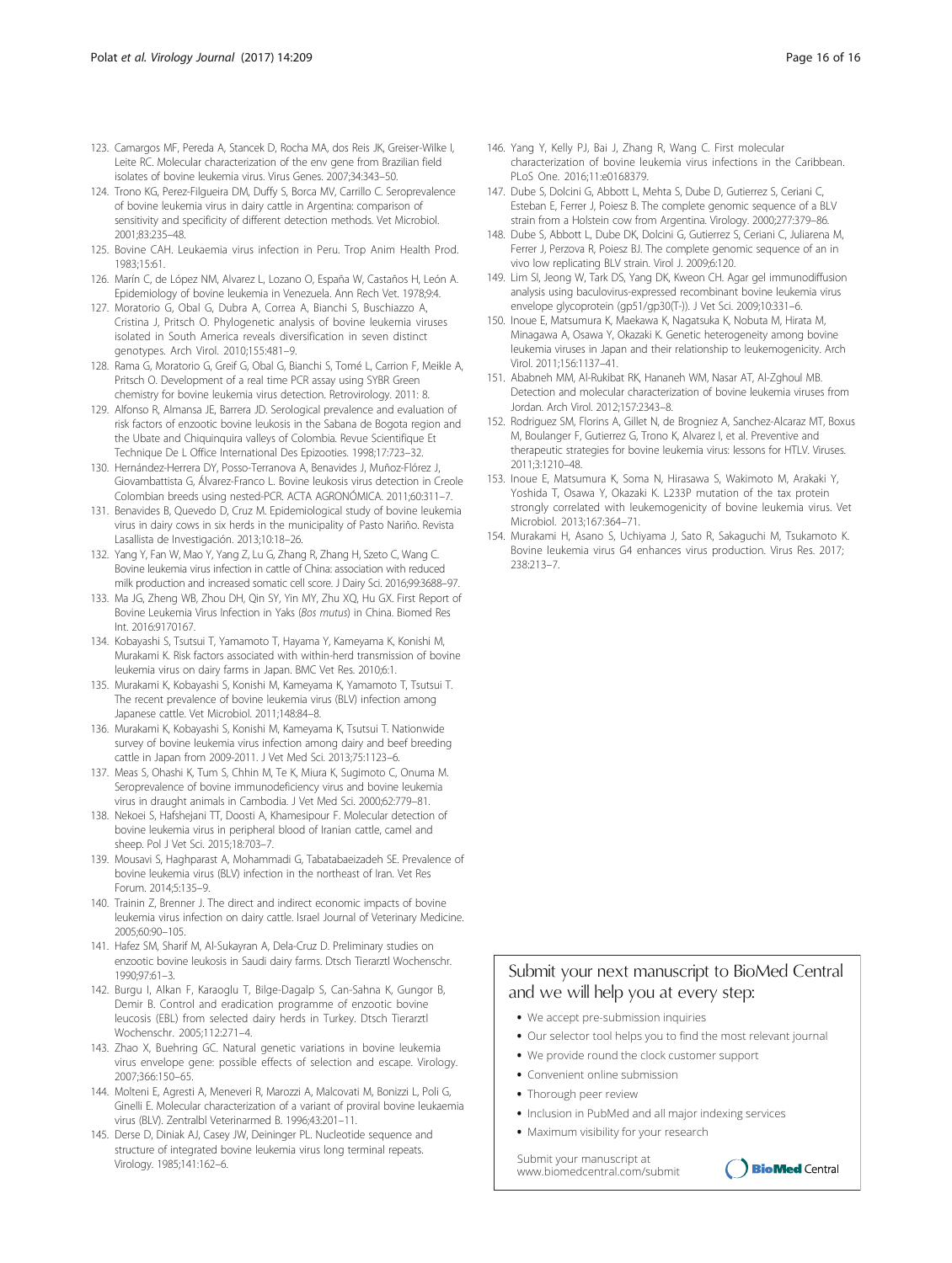123. Camargos MF, Pereda A, Stancek D, Rocha MA, dos Reis JK, Greiser-Wilke I, Leite RC. Molecular characterization of the env gene from Brazilian field isolates of bovine leukemia virus. Virus Genes. 2007;34:343–50.
124. Trono KG, Perez-Filgueira DM, Duffy S, Borca MV, Carrillo C. Seroprevalence of bovine leukemia virus in dairy cattle in Argentina: comparison of sensitivity and specificity of different detection methods. Vet Microbiol. 2001;83:235–48.
125. Bovine CAH. Leukaemia virus infection in Peru. Trop Anim Health Prod. 1983;15:61.
126. Marín C, de López NM, Alvarez L, Lozano O, España W, Castaños H, León A. Epidemiology of bovine leukemia in Venezuela. Ann Rech Vet. 1978;9:4.
127. Moratorio G, Obal G, Dubra A, Correa A, Bianchi S, Buschiazzo A, Cristina J, Pritsch O. Phylogenetic analysis of bovine leukemia viruses isolated in South America reveals diversification in seven distinct genotypes. Arch Virol. 2010;155:481–9.
128. Rama G, Moratorio G, Greif G, Obal G, Bianchi S, Tomé L, Carrion F, Meikle A, Pritsch O. Development of a real time PCR assay using SYBR Green chemistry for bovine leukemia virus detection. Retrovirology. 2011: 8.
129. Alfonso R, Almansa JE, Barrera JD. Serological prevalence and evaluation of risk factors of enzootic bovine leukosis in the Sabana de Bogota region and the Ubate and Chiquinquira valleys of Colombia. Revue Scientifique Et Technique De L Office International Des Epizooties. 1998;17:723–32.
130. Hernández-Herrera DY, Posso-Terranova A, Benavides J, Muñoz-Flórez J, Giovambattista G, Álvarez-Franco L. Bovine leukosis virus detection in Creole Colombian breeds using nested-PCR. ACTA AGRONÓMICA. 2011;60:311–7.
131. Benavides B, Quevedo D, Cruz M. Epidemiological study of bovine leukemia virus in dairy cows in six herds in the municipality of Pasto Nariño. Revista Lasallista de Investigación. 2013;10:18–26.
132. Yang Y, Fan W, Mao Y, Yang Z, Lu G, Zhang R, Zhang H, Szeto C, Wang C. Bovine leukemia virus infection in cattle of China: association with reduced milk production and increased somatic cell score. J Dairy Sci. 2016;99:3688–97.
133. Ma JG, Zheng WB, Zhou DH, Qin SY, Yin MY, Zhu XQ, Hu GX. First Report of Bovine Leukemia Virus Infection in Yaks (*Bos mutus*) in China. Biomed Res Int. 2016:9170167.
134. Kobayashi S, Tsutsui T, Yamamoto T, Hayama Y, Kameyama K, Konishi M, Murakami K. Risk factors associated with within-herd transmission of bovine leukemia virus on dairy farms in Japan. BMC Vet Res. 2010;6:1.
135. Murakami K, Kobayashi S, Konishi M, Kameyama K, Yamamoto T, Tsutsui T. The recent prevalence of bovine leukemia virus (BLV) infection among Japanese cattle. Vet Microbiol. 2011;148:84–8.
136. Murakami K, Kobayashi S, Konishi M, Kameyama K, Tsutsui T. Nationwide survey of bovine leukemia virus infection among dairy and beef breeding cattle in Japan from 2009-2011. J Vet Med Sci. 2013;75:1123–6.
137. Meas S, Ohashi K, Tum S, Chhin M, Te K, Miura K, Sugimoto C, Onuma M. Seroprevalence of bovine immunodeficiency virus and bovine leukemia virus in draught animals in Cambodia. J Vet Med Sci. 2000;62:779–81.
138. Nekoei S, Hafshejani TT, Doosti A, Khamesipour F. Molecular detection of bovine leukemia virus in peripheral blood of Iranian cattle, camel and sheep. Pol J Vet Sci. 2015;18:703–7.
139. Mousavi S, Haghparast A, Mohammadi G, Tabatabaeizadeh SE. Prevalence of bovine leukemia virus (BLV) infection in the northeast of Iran. Vet Res Forum. 2014;5:135–9.
140. Trainin Z, Brenner J. The direct and indirect economic impacts of bovine leukemia virus infection on dairy cattle. Israel Journal of Veterinary Medicine. 2005;60:90–105.
141. Hafez SM, Sharif M, Al-Sukayran A, Dela-Cruz D. Preliminary studies on enzootic bovine leukosis in Saudi dairy farms. Dtsch Tierarztl Wochenschr. 1990;97:61–3.
142. Burgu I, Alkan F, Karaoglu T, Bilge-Dagalp S, Can-Sahna K, Gungor B, Demir B. Control and eradication programme of enzootic bovine leucosis (EBL) from selected dairy herds in Turkey. Dtsch Tierarztl Wochenschr. 2005;112:271–4.
143. Zhao X, Buehring GC. Natural genetic variations in bovine leukemia virus envelope gene: possible effects of selection and escape. Virology. 2007;366:150–65.
144. Molteni E, Agresti A, Meneveri R, Marozzi A, Malcovati M, Bonizzi L, Poli G, Ginelli E. Molecular characterization of a variant of proviral bovine leukaemia virus (BLV). Zentralbl Veterinarmed B. 1996;43:201–11.
145. Derse D, Diniak AJ, Casey JW, Deininger PL. Nucleotide sequence and structure of integrated bovine leukemia virus long terminal repeats. Virology. 1985;141:162–6.
146. Yang Y, Kelly PJ, Bai J, Zhang R, Wang C. First molecular characterization of bovine leukemia virus infections in the Caribbean. PLoS One. 2016;11:e0168379.
147. Dube S, Dolcini G, Abbott L, Mehta S, Dube D, Gutierrez S, Ceriani C, Esteban E, Ferrer J, Poiesz B. The complete genomic sequence of a BLV strain from a Holstein cow from Argentina. Virology. 2000;277:379–86.
148. Dube S, Abbott L, Dube DK, Dolcini G, Gutierrez S, Ceriani C, Juliarena M, Ferrer J, Perzova R, Poiesz BJ. The complete genomic sequence of an in vivo low replicating BLV strain. Virol J. 2009;6:120.
149. Lim SI, Jeong W, Tark DS, Yang DK, Kweon CH. Agar gel immunodiffusion analysis using baculovirus-expressed recombinant bovine leukemia virus envelope glycoprotein (gp51/gp30(T-)). J Vet Sci. 2009;10:331–6.
150. Inoue E, Matsumura K, Maekawa K, Nagatsuka K, Nobuta M, Hirata M, Minagawa A, Osawa Y, Okazaki K. Genetic heterogeneity among bovine leukemia viruses in Japan and their relationship to leukemogenicity. Arch Virol. 2011;156:1137–41.
151. Ababneh MM, Al-Rukibat RK, Hananeh WM, Nasar AT, Al-Zghoul MB. Detection and molecular characterization of bovine leukemia viruses from Jordan. Arch Virol. 2012;157:2343–8.
152. Rodriguez SM, Florins A, Gillet N, de Brogniez A, Sanchez-Alcaraz MT, Boxus M, Boulanger F, Gutierrez G, Trono K, Alvarez I, et al. Preventive and therapeutic strategies for bovine leukemia virus: lessons for HTLV. Viruses. 2011;3:1210–48.
153. Inoue E, Matsumura K, Soma N, Hirasawa S, Wakimoto M, Arakaki Y, Yoshida T, Osawa Y, Okazaki K. L233P mutation of the tax protein strongly correlated with leukemogenicity of bovine leukemia virus. Vet Microbiol. 2013;167:364–71.
154. Murakami H, Asano S, Uchiyama J, Sato R, Sakaguchi M, Tsukamoto K. Bovine leukemia virus G4 enhances virus production. Virus Res. 2017; 238:213–7.

Submit your next manuscript to BioMed Central and we will help you at every step:

- We accept pre-submission inquiries
- Our selector tool helps you to find the most relevant journal
- We provide round the clock customer support
- Convenient online submission
- Thorough peer review
- Inclusion in PubMed and all major indexing services
- Maximum visibility for your research

Submit your manuscript at
www.biomedcentral.com/submit

BioMed Central